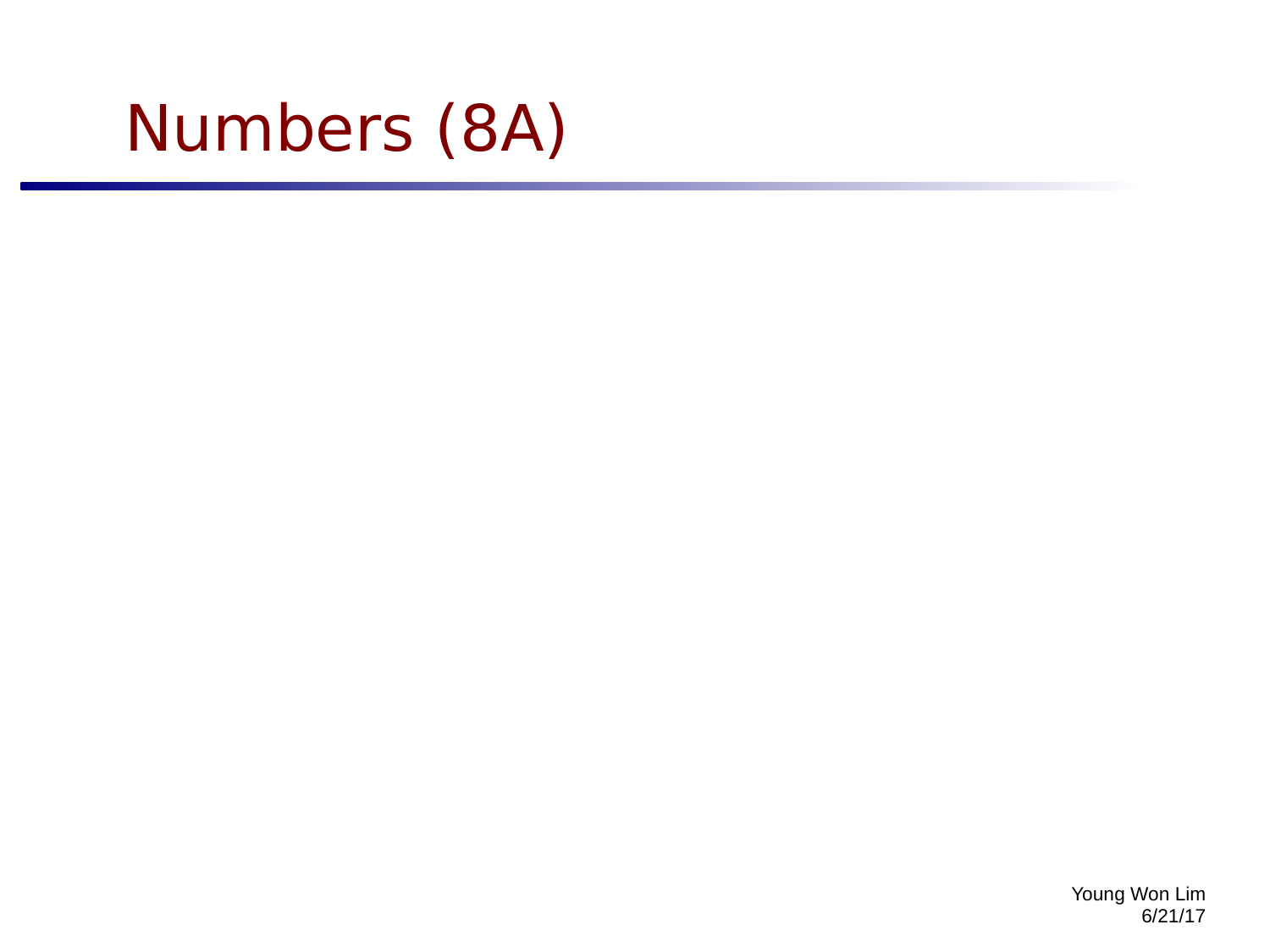# Numbers (8A)

Young Won Lim
6/21/17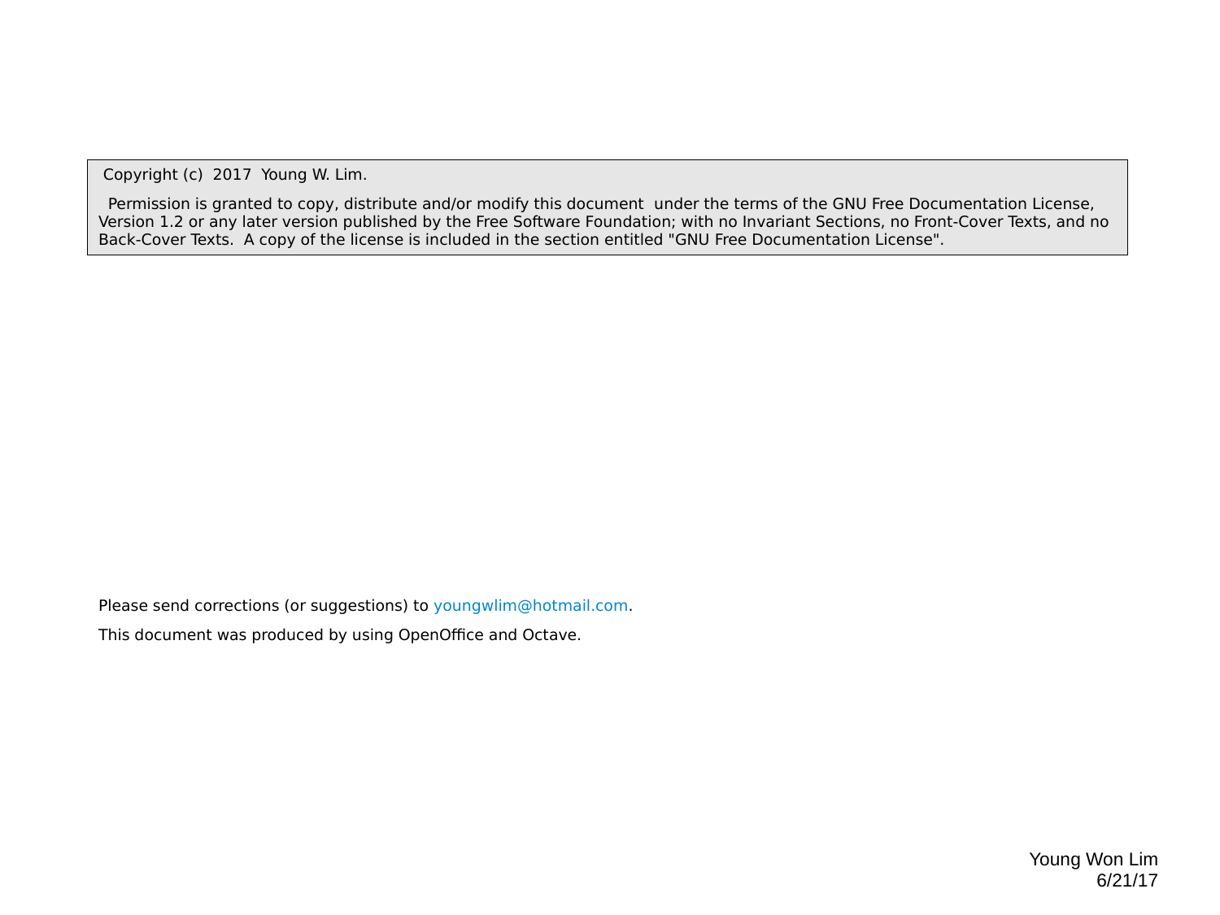Copyright (c) 2017 Young W. Lim.

Permission is granted to copy, distribute and/or modify this document under the terms of the GNU Free Documentation License, Version 1.2 or any later version published by the Free Software Foundation; with no Invariant Sections, no Front-Cover Texts, and no Back-Cover Texts. A copy of the license is included in the section entitled "GNU Free Documentation License".

Please send corrections (or suggestions) to youngwlim@hotmail.com.

This document was produced by using OpenOffice and Octave.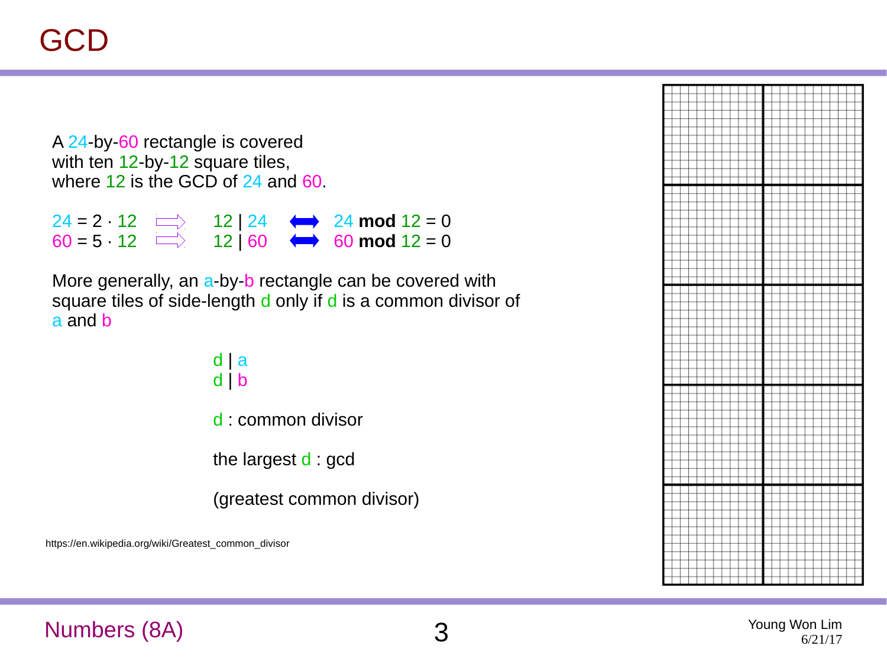# GCD

A 24-by-60 rectangle is covered with ten 12-by-12 square tiles, where 12 is the GCD of 24 and 60.

$24 = 2 \cdot 12 \quad \Rightarrow \quad 12 \mid 24 \quad \Longleftrightarrow \quad 24 \textbf{ mod } 12 = 0$

$60 = 5 \cdot 12 \quad \Rightarrow \quad 12 \mid 60 \quad \Longleftrightarrow \quad 60 \textbf{ mod } 12 = 0$

More generally, an a-by-b rectangle can be covered with square tiles of side-length d only if d is a common divisor of a and b

$d \mid a$
$d \mid b$

d : common divisor

the largest d : gcd

(greatest common divisor)

https://en.wikipedia.org/wiki/Greatest_common_divisor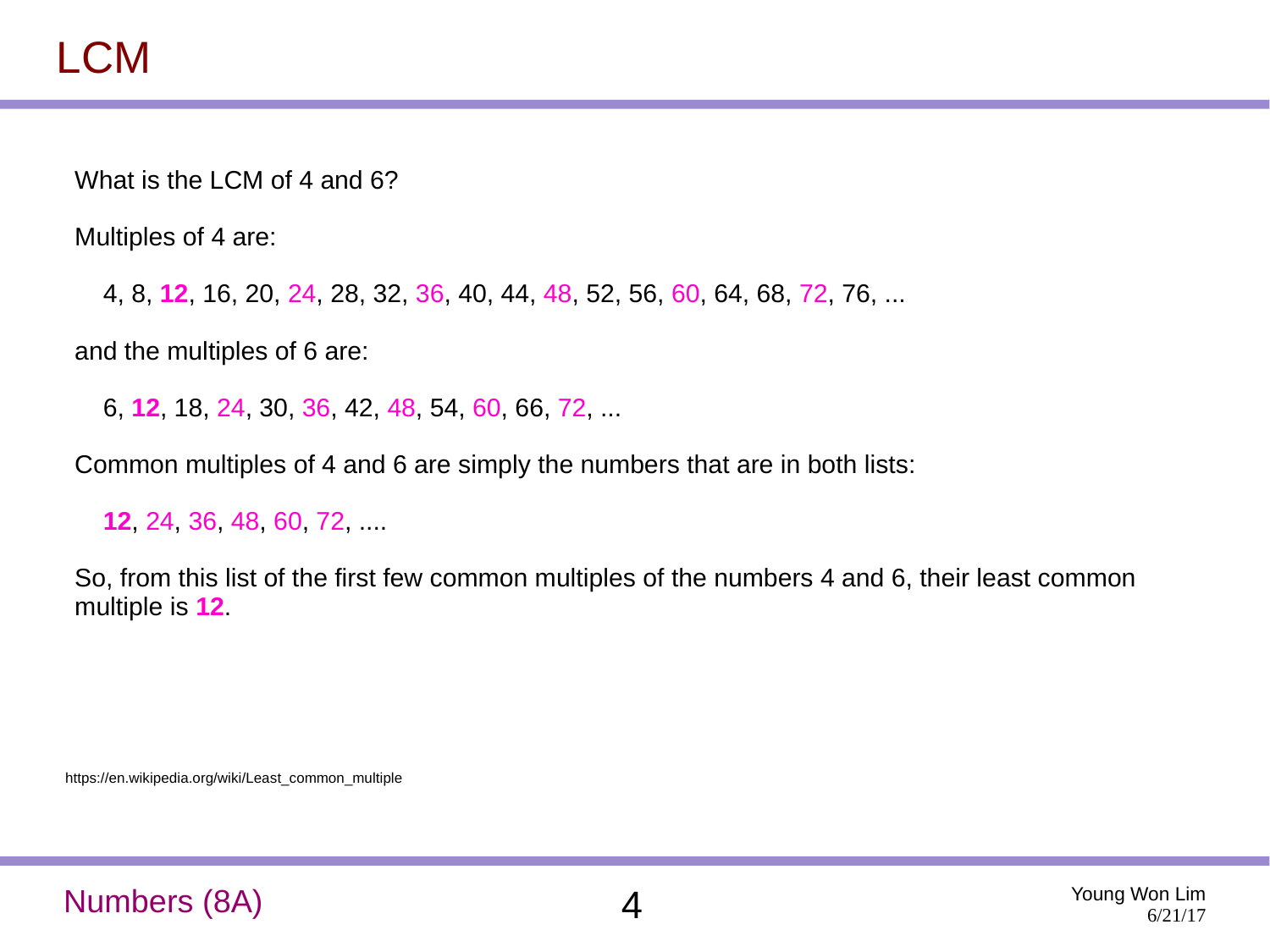# LCM

What is the LCM of 4 and 6?

Multiples of 4 are:

4, 8, **12**, 16, 20, 24, 28, 32, 36, 40, 44, 48, 52, 56, 60, 64, 68, 72, 76, ...

and the multiples of 6 are:

6, **12**, 18, 24, 30, 36, 42, 48, 54, 60, 66, 72, ...

Common multiples of 4 and 6 are simply the numbers that are in both lists:

**12**, 24, 36, 48, 60, 72, ....

So, from this list of the first few common multiples of the numbers 4 and 6, their least common multiple is **12**.

https://en.wikipedia.org/wiki/Least_common_multiple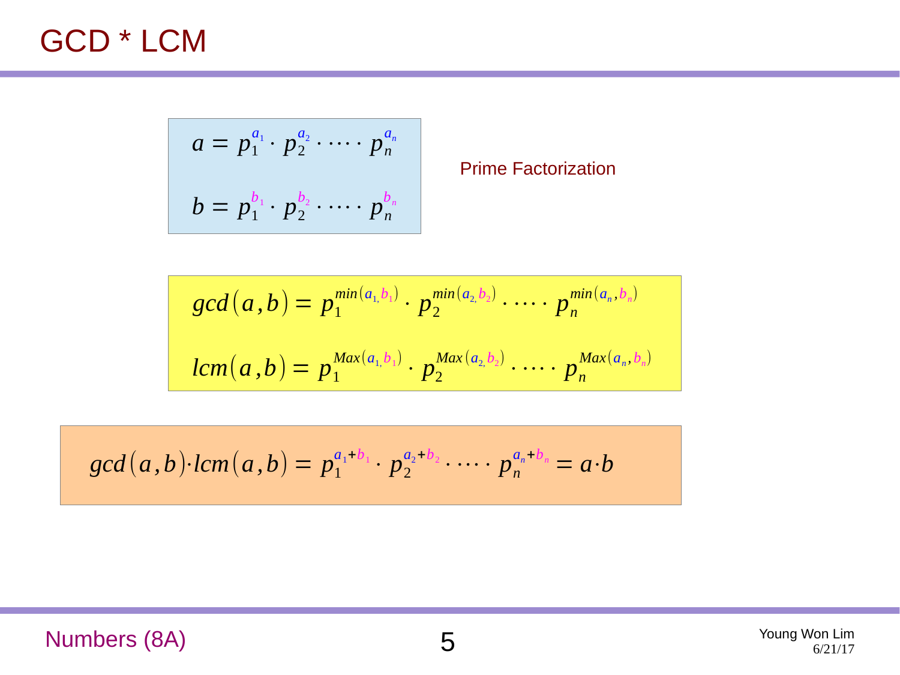# GCD * LCM

$$a = p_1^{a_1} \cdot p_2^{a_2} \cdot \cdots \cdot p_n^{a_n}$$

$$b = p_1^{b_1} \cdot p_2^{b_2} \cdot \cdots \cdot p_n^{b_n}$$

Prime Factorization

$$gcd(a,b) = p_1^{min(a_1, b_1)} \cdot p_2^{min(a_2, b_2)} \cdot \cdots \cdot p_n^{min(a_n, b_n)}$$

$$lcm(a,b) = p_1^{Max(a_1, b_1)} \cdot p_2^{Max(a_2, b_2)} \cdot \cdots \cdot p_n^{Max(a_n, b_n)}$$

$$gcd(a,b) \cdot lcm(a,b) = p_1^{a_1+b_1} \cdot p_2^{a_2+b_2} \cdot \cdots \cdot p_n^{a_n+b_n} = a \cdot b$$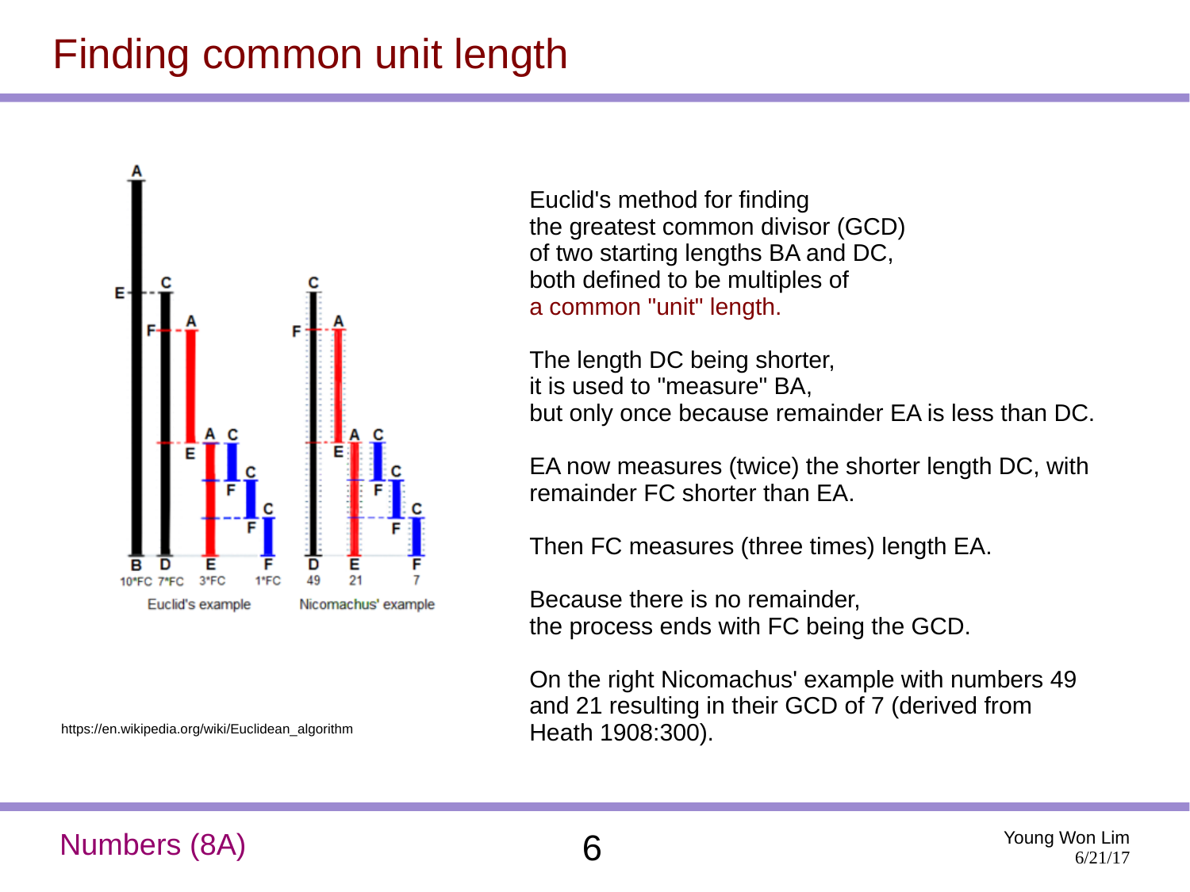# Finding common unit length

Euclid's method for finding the greatest common divisor (GCD) of two starting lengths BA and DC, both defined to be multiples of a common "unit" length.

The length DC being shorter, it is used to "measure" BA, but only once because remainder EA is less than DC.

EA now measures (twice) the shorter length DC, with remainder FC shorter than EA.

Then FC measures (three times) length EA.

Because there is no remainder, the process ends with FC being the GCD.

On the right Nicomachus' example with numbers 49 and 21 resulting in their GCD of 7 (derived from Heath 1908:300).

https://en.wikipedia.org/wiki/Euclidean_algorithm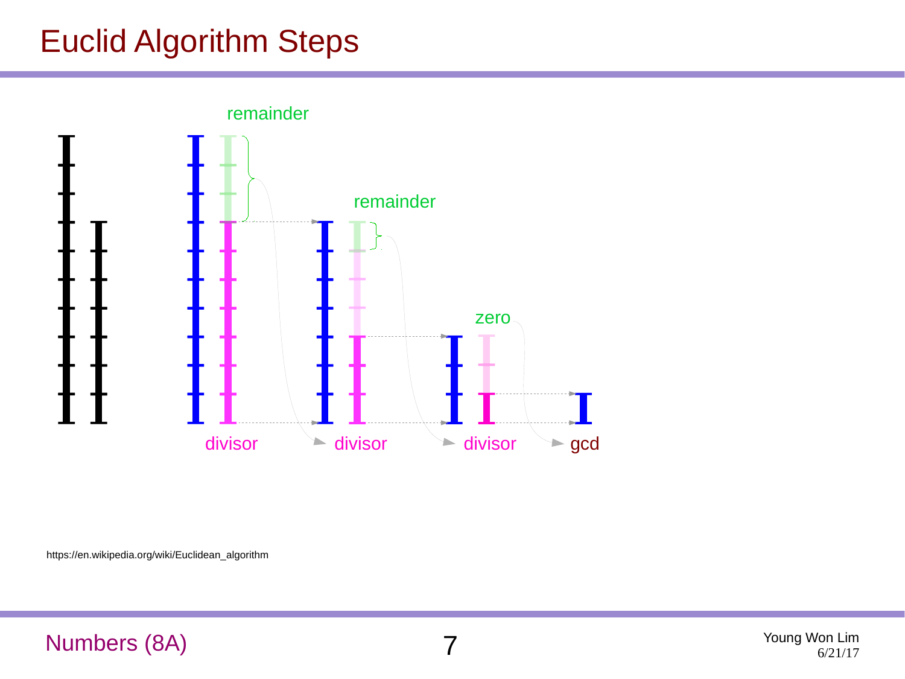# Euclid Algorithm Steps

remainder

remainder

zero

divisor

divisor

divisor

gcd

https://en.wikipedia.org/wiki/Euclidean_algorithm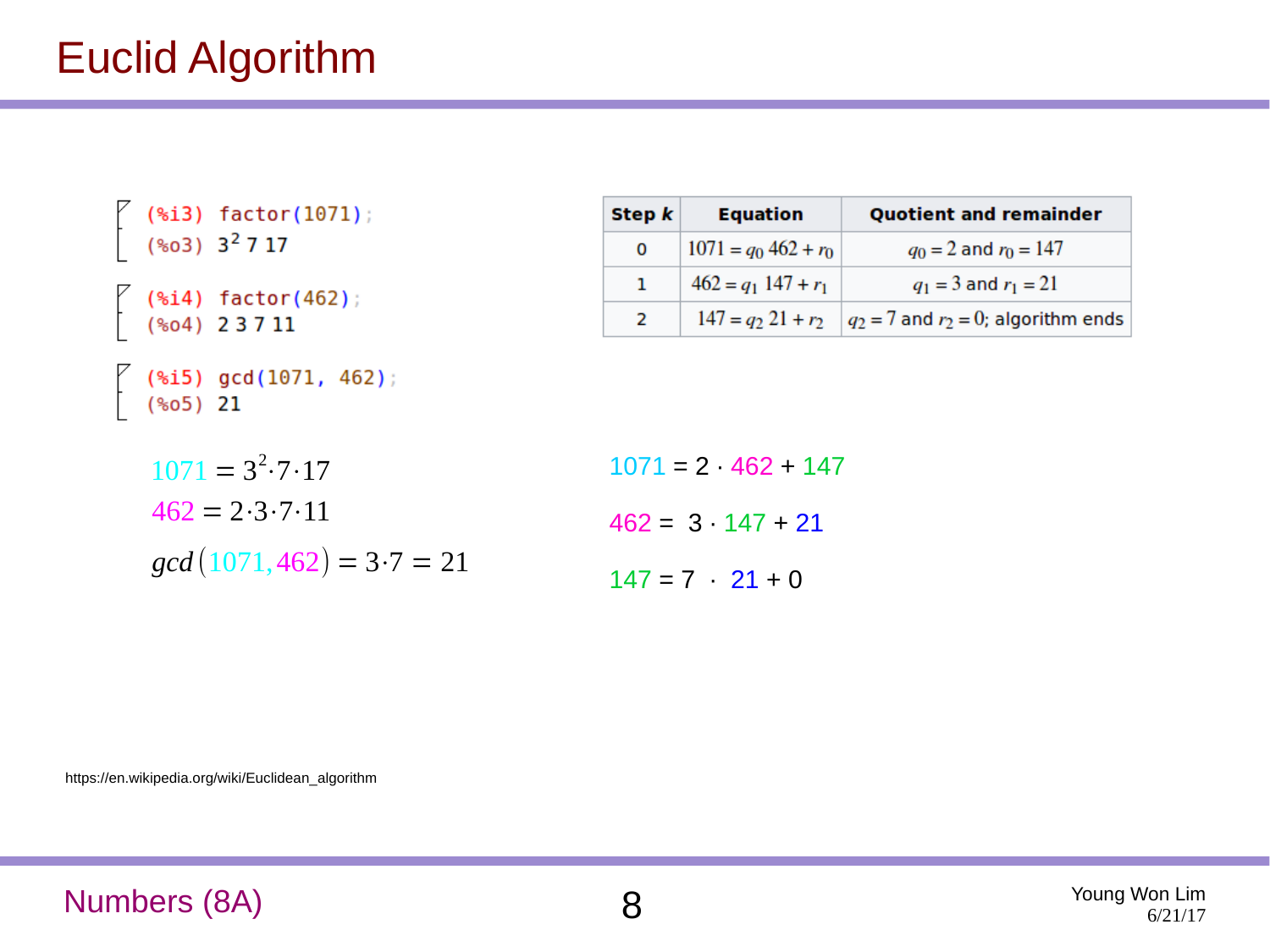# Euclid Algorithm

```
(%i3) factor(1071);
(%o3) 3^2 7 17

(%i4) factor(462);
(%o4) 2 3 7 11

(%i5) gcd(1071, 462);
(%o5) 21
```

| Step $k$ | Equation | Quotient and remainder |
|---|---|---|
| 0 | $1071 = q_0\, 462 + r_0$ | $q_0 = 2$ and $r_0 = 147$ |
| 1 | $462 = q_1\, 147 + r_1$ | $q_1 = 3$ and $r_1 = 21$ |
| 2 | $147 = q_2\, 21 + r_2$ | $q_2 = 7$ and $r_2 = 0$; algorithm ends |

$$1071 = 3^2 \cdot 7 \cdot 17$$

$$462 = 2 \cdot 3 \cdot 7 \cdot 11$$

$$gcd(1071, 462) = 3 \cdot 7 = 21$$

$$1071 = 2 \cdot 462 + 147$$

$$462 = 3 \cdot 147 + 21$$

$$147 = 7 \cdot 21 + 0$$

https://en.wikipedia.org/wiki/Euclidean_algorithm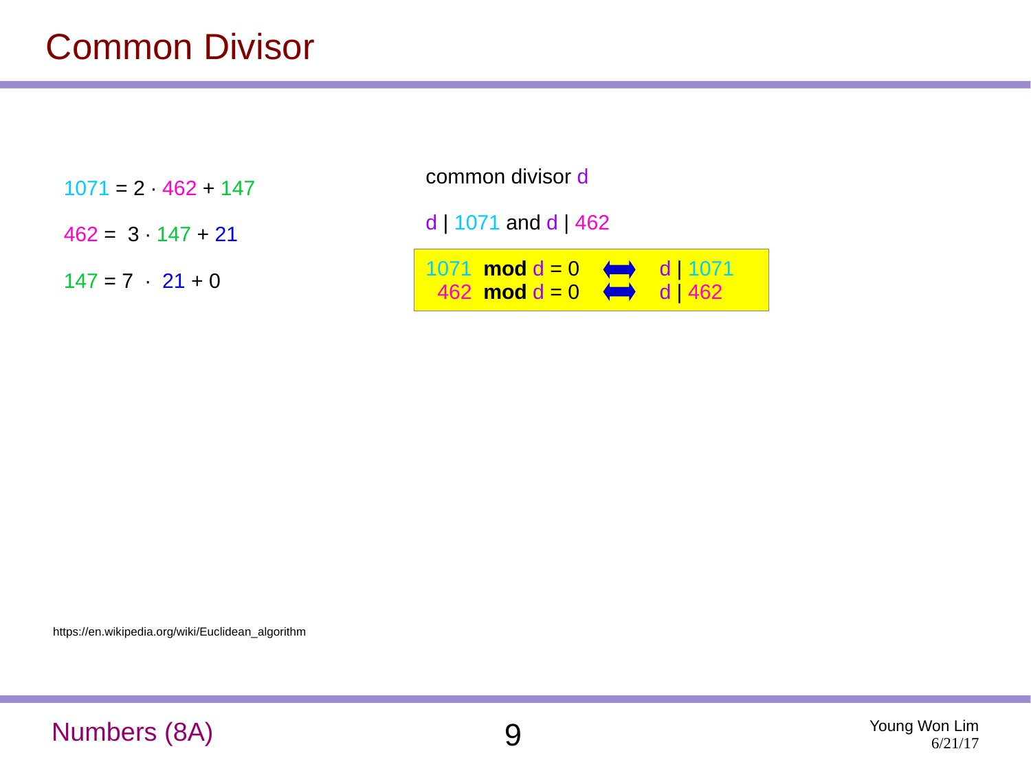# Common Divisor

$1071 = 2 \cdot 462 + 147$

$462 = 3 \cdot 147 + 21$

$147 = 7 \cdot 21 + 0$

common divisor $d$

$d \mid 1071$ and $d \mid 462$

$$1071 \textbf{ mod } d = 0 \iff d \mid 1071$$
$$462 \textbf{ mod } d = 0 \iff d \mid 462$$

https://en.wikipedia.org/wiki/Euclidean_algorithm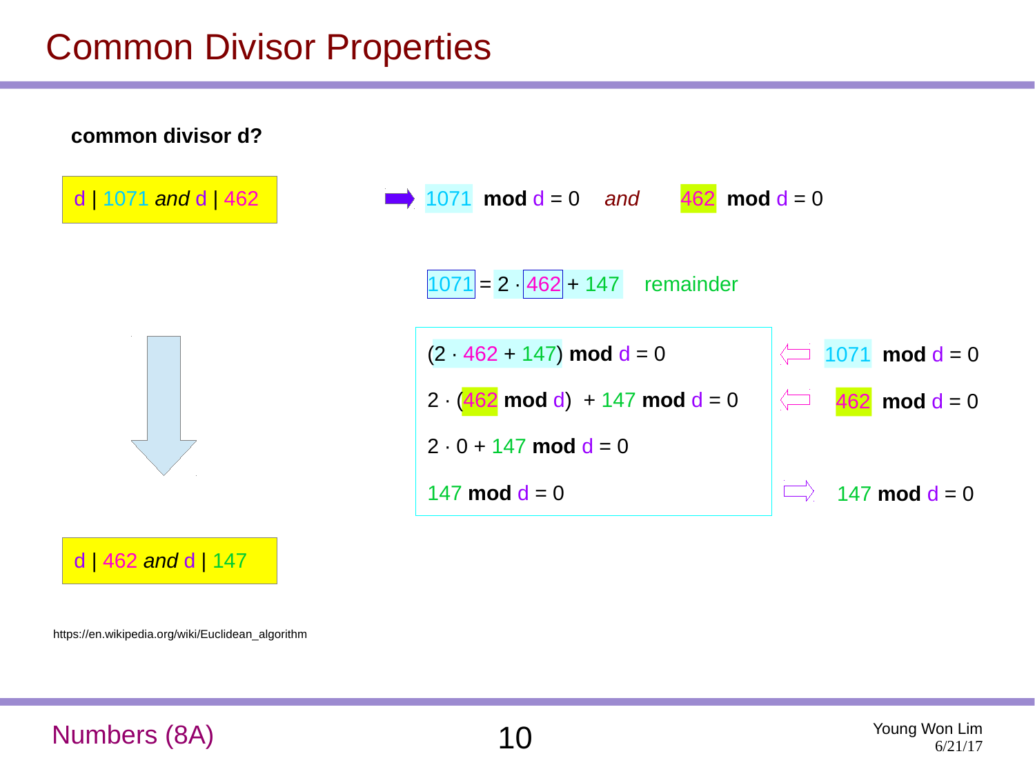# Common Divisor Properties

**common divisor d?**

$d \mid 1071$ *and* $d \mid 462$ ➡ $1071 \;\textbf{mod}\; d = 0$ *and* $462 \;\textbf{mod}\; d = 0$

$1071 = 2 \cdot 462 + 147$ remainder

$(2 \cdot 462 + 147) \;\textbf{mod}\; d = 0$ ⇐ $1071 \;\textbf{mod}\; d = 0$

$2 \cdot (462 \;\textbf{mod}\; d) + 147 \;\textbf{mod}\; d = 0$ ⇐ $462 \;\textbf{mod}\; d = 0$

$2 \cdot 0 + 147 \;\textbf{mod}\; d = 0$

$147 \;\textbf{mod}\; d = 0$ ⇒ $147 \;\textbf{mod}\; d = 0$

⇓

$d \mid 462$ *and* $d \mid 147$

https://en.wikipedia.org/wiki/Euclidean_algorithm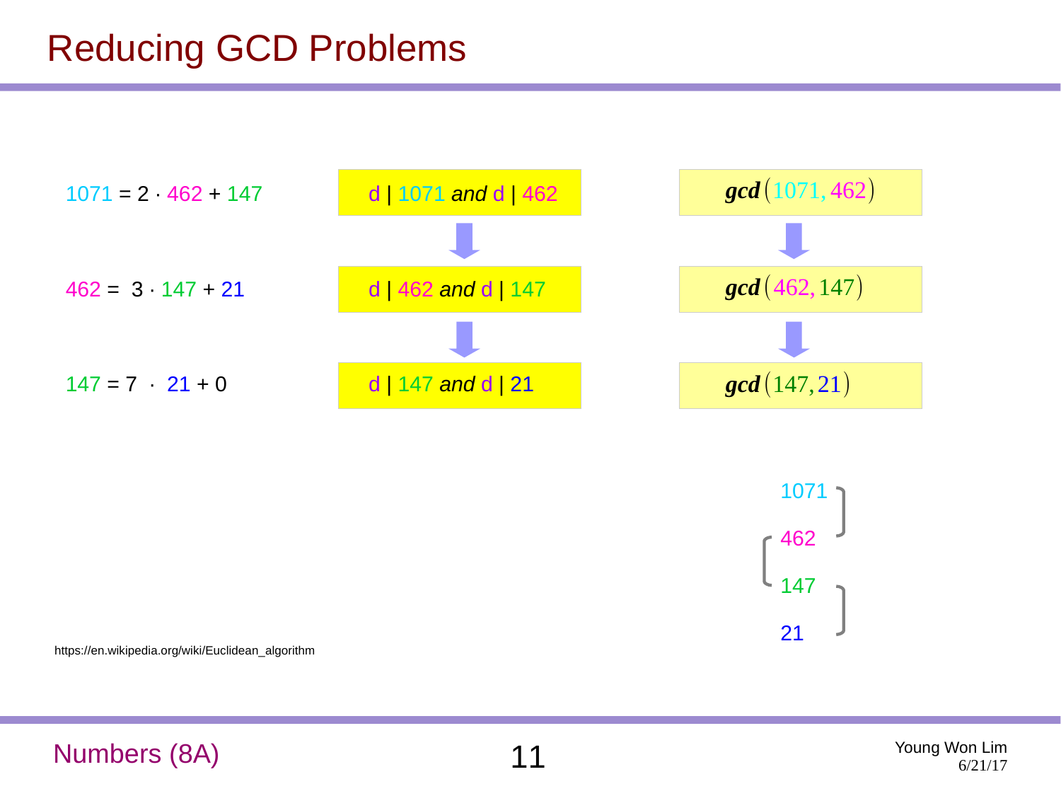# Reducing GCD Problems

$1071 = 2 \cdot 462 + 147$

$462 = 3 \cdot 147 + 21$

$147 = 7 \cdot 21 + 0$

d | 1071 *and* d | 462

↓

d | 462 *and* d | 147

↓

d | 147 *and* d | 21

$\boldsymbol{gcd}(1071, 462)$

↓

$\boldsymbol{gcd}(462, 147)$

↓

$\boldsymbol{gcd}(147, 21)$

1071
462
147
21

https://en.wikipedia.org/wiki/Euclidean_algorithm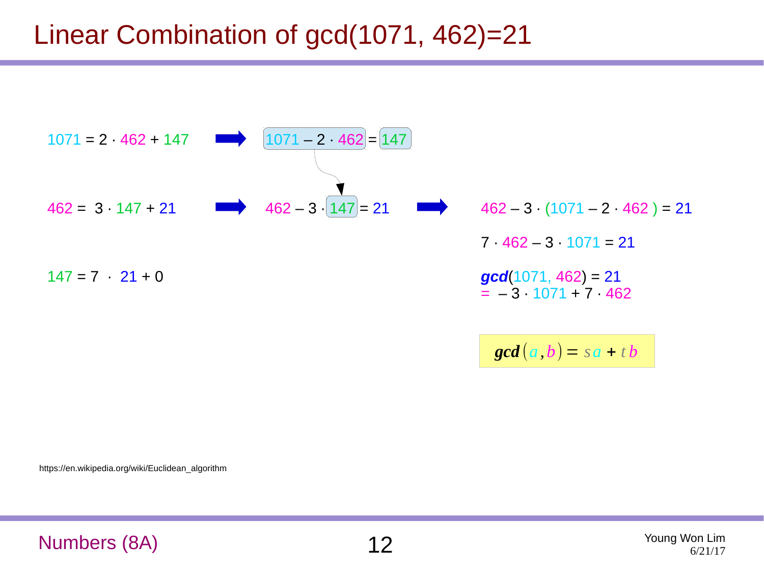# Linear Combination of gcd(1071, 462)=21

$1071 = 2 \cdot 462 + 147$ ➡ $1071 - 2 \cdot 462 = 147$

$462 = 3 \cdot 147 + 21$ ➡ $462 - 3 \cdot 147 = 21$ ➡ $462 - 3 \cdot (1071 - 2 \cdot 462) = 21$

$7 \cdot 462 - 3 \cdot 1071 = 21$

$147 = 7 \cdot 21 + 0$

$\boldsymbol{gcd}(1071, 462) = 21$
$= -3 \cdot 1071 + 7 \cdot 462$

$$\boldsymbol{gcd}(a, b) = sa + tb$$

https://en.wikipedia.org/wiki/Euclidean_algorithm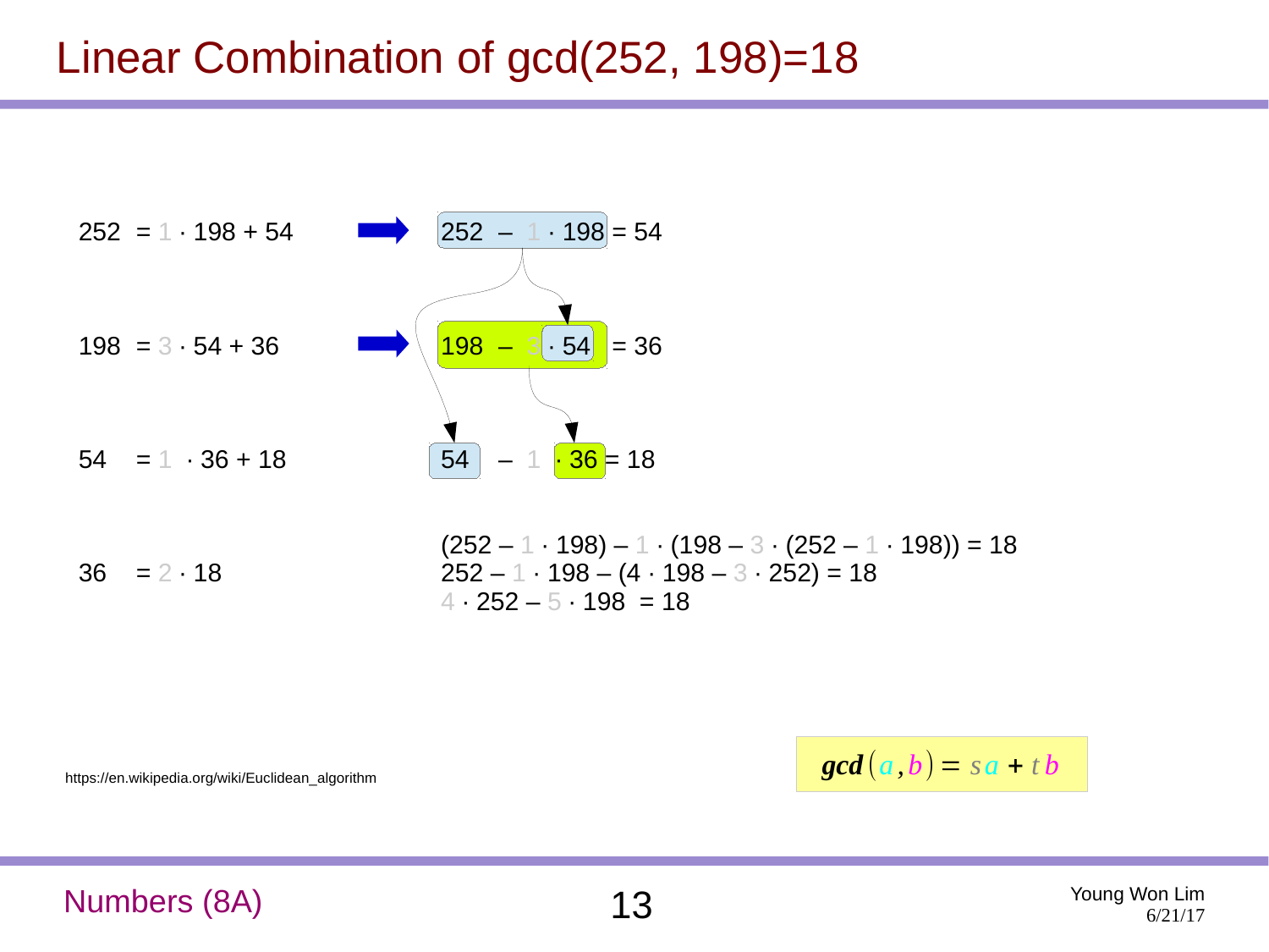# Linear Combination of gcd(252, 198)=18

$252 = 1 \cdot 198 + 54$ ⇒ $252 - 1 \cdot 198 = 54$

$198 = 3 \cdot 54 + 36$ ⇒ $198 - 3 \cdot 54 = 36$

$54 = 1 \cdot 36 + 18$ ⇒ $54 - 1 \cdot 36 = 18$

$36 = 2 \cdot 18$

$(252 - 1 \cdot 198) - 1 \cdot (198 - 3 \cdot (252 - 1 \cdot 198)) = 18$

$252 - 1 \cdot 198 - (4 \cdot 198 - 3 \cdot 252) = 18$

$4 \cdot 252 - 5 \cdot 198 = 18$

https://en.wikipedia.org/wiki/Euclidean_algorithm

$$\boldsymbol{gcd}(a, b) = s\,a + t\,b$$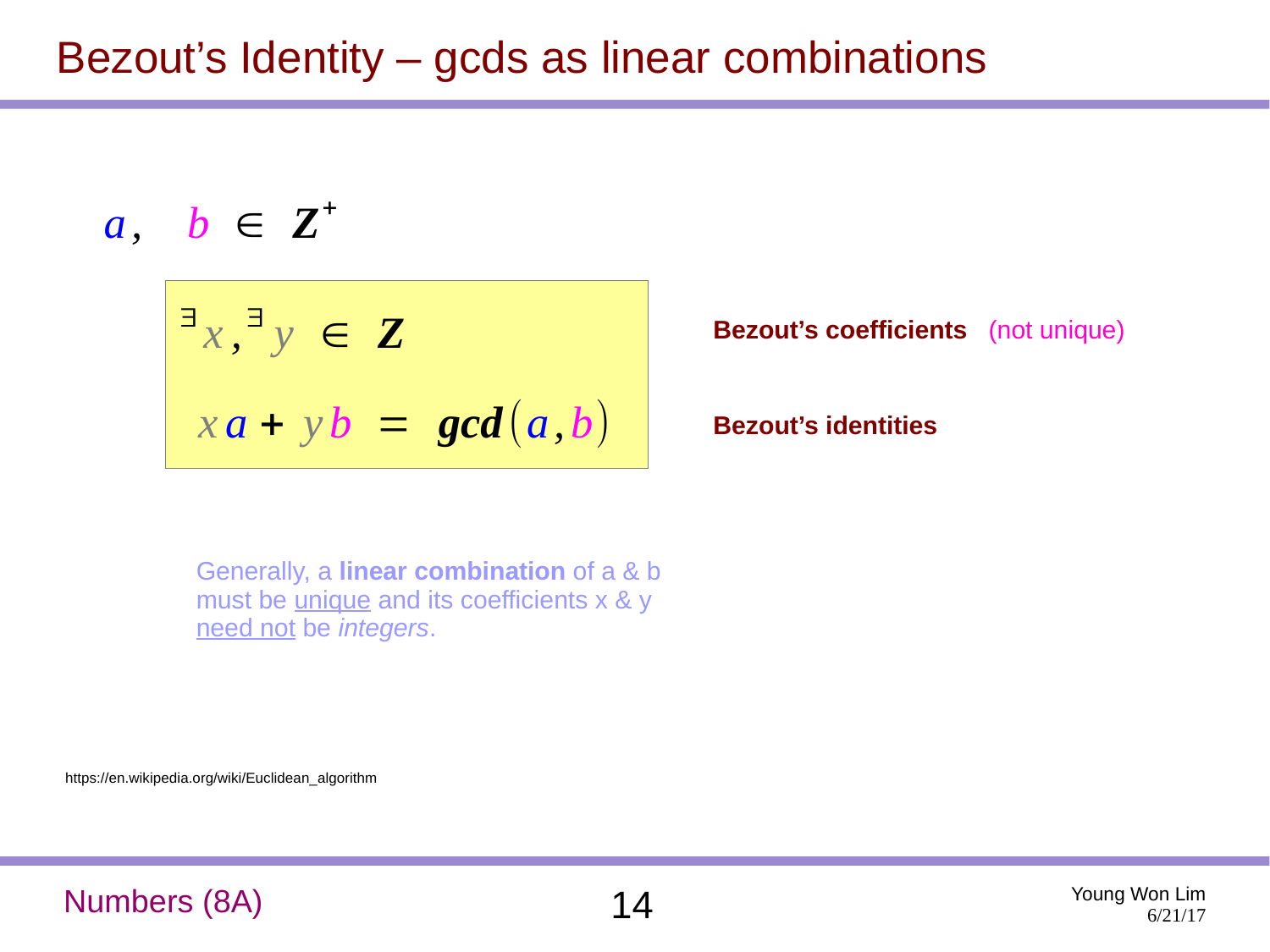# Bezout's Identity – gcds as linear combinations

$$a, \quad b \in \mathbb{Z}^{+}$$

$$\exists x, \exists y \in \mathbb{Z}$$

**Bezout's coefficients** (not unique)

$$x a + y b = \gcd(a, b)$$

**Bezout's identities**

Generally, a **linear combination** of a & b must be unique and its coefficients x & y need not be *integers*.

https://en.wikipedia.org/wiki/Euclidean_algorithm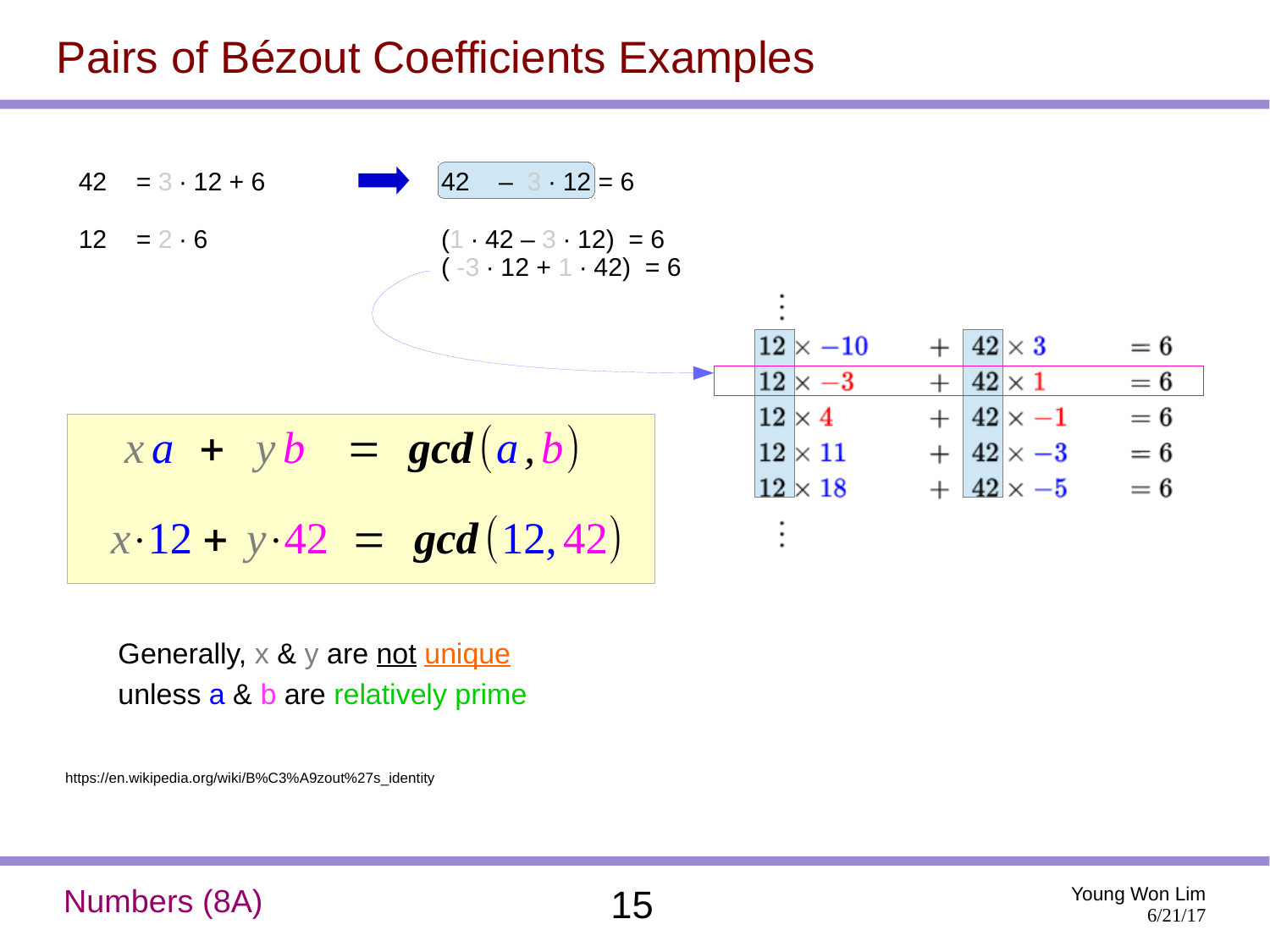# Pairs of Bézout Coefficients Examples

42 = 3 · 12 + 6 ➡ 42 – 3 · 12 = 6

12 = 2 · 6

(1 · 42 – 3 · 12) = 6

( -3 · 12 + 1 · 42) = 6

$$\vdots$$

$$12 \times -10 + 42 \times 3 = 6$$

$$12 \times -3 + 42 \times 1 = 6$$

$$12 \times 4 + 42 \times -1 = 6$$

$$12 \times 11 + 42 \times -3 = 6$$

$$12 \times 18 + 42 \times -5 = 6$$

$$\vdots$$

$$x\,a + y\,b = \boldsymbol{gcd}(a, b)$$

$$x \cdot 12 + y \cdot 42 = \boldsymbol{gcd}(12, 42)$$

Generally, x & y are not unique unless a & b are relatively prime

https://en.wikipedia.org/wiki/B%C3%A9zout%27s_identity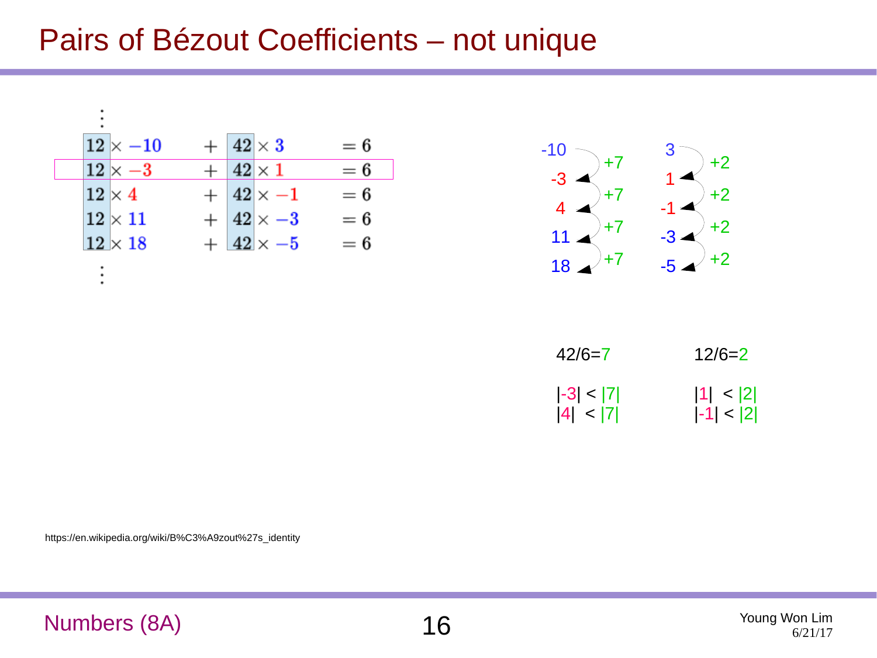# Pairs of Bézout Coefficients – not unique

$$\vdots$$

$$12 \times -10 \quad + \quad 42 \times 3 \quad = 6$$

$$12 \times -3 \quad + \quad 42 \times 1 \quad = 6$$

$$12 \times 4 \quad + \quad 42 \times -1 \quad = 6$$

$$12 \times 11 \quad + \quad 42 \times -3 \quad = 6$$

$$12 \times 18 \quad + \quad 42 \times -5 \quad = 6$$

$$\vdots$$

-10 → (+7) → -3 → (+7) → 4 → (+7) → 11 → (+7) → 18

3 → (+2) → 1 → (+2) → -1 → (+2) → -3 → (+2) → -5

42/6=7

|-3| < |7|
|4| < |7|

12/6=2

|1| < |2|
|-1| < |2|

https://en.wikipedia.org/wiki/B%C3%A9zout%27s_identity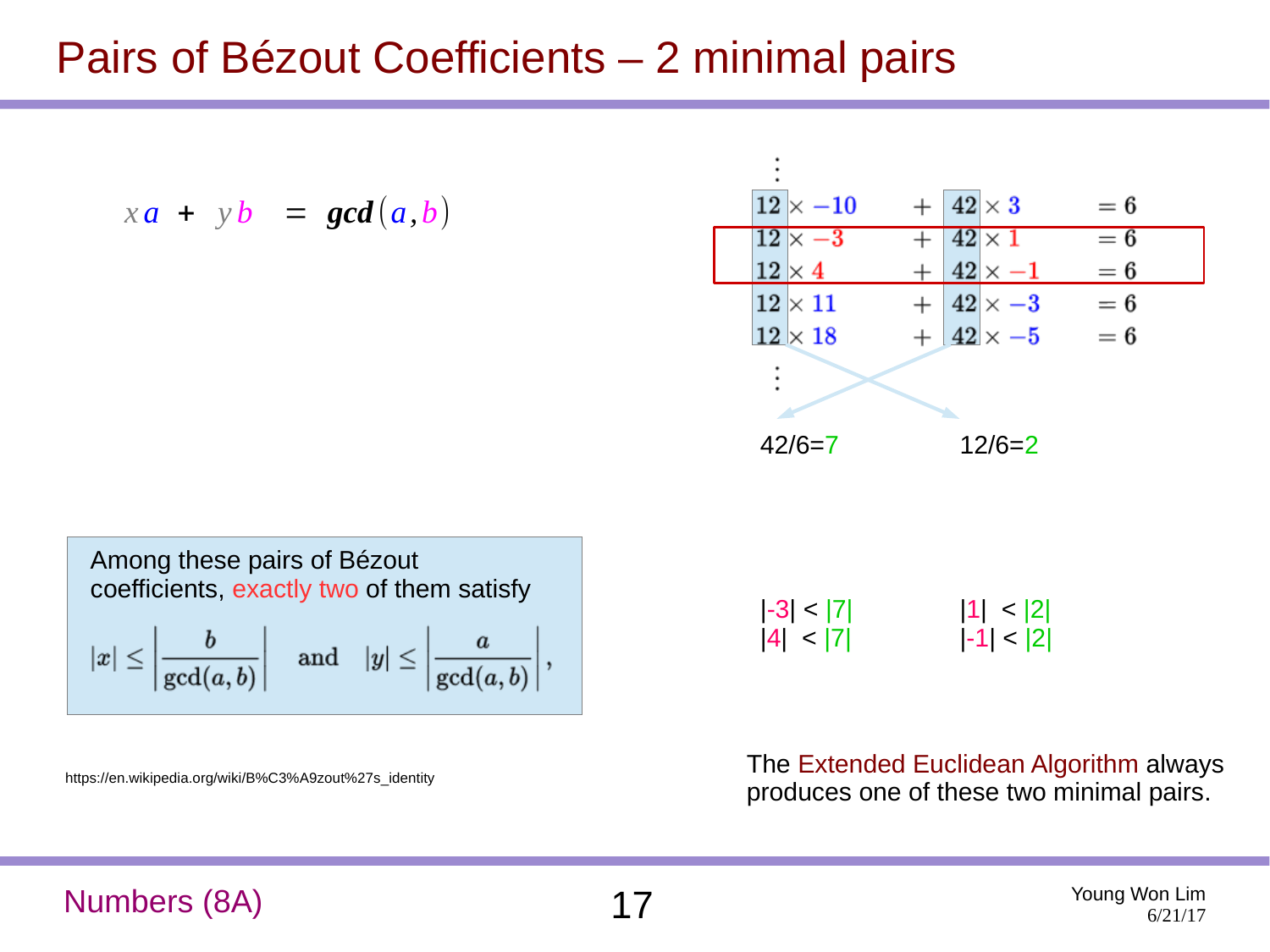# Pairs of Bézout Coefficients – 2 minimal pairs

$$x\,a + y\,b = gcd(a, b)$$

$$\vdots$$

$$12 \times -10 + 42 \times 3 = 6$$
$$12 \times -3 + 42 \times 1 = 6$$
$$12 \times 4 + 42 \times -1 = 6$$
$$12 \times 11 + 42 \times -3 = 6$$
$$12 \times 18 + 42 \times -5 = 6$$

$$\vdots$$

42/6=7　　12/6=2

Among these pairs of Bézout coefficients, exactly two of them satisfy

$$|x| \le \left|\frac{b}{\gcd(a,b)}\right| \quad \text{and} \quad |y| \le \left|\frac{a}{\gcd(a,b)}\right|,$$

|-3| < |7|　　|1| < |2|
|4| < |7|　　|-1| < |2|

https://en.wikipedia.org/wiki/B%C3%A9zout%27s_identity

The Extended Euclidean Algorithm always produces one of these two minimal pairs.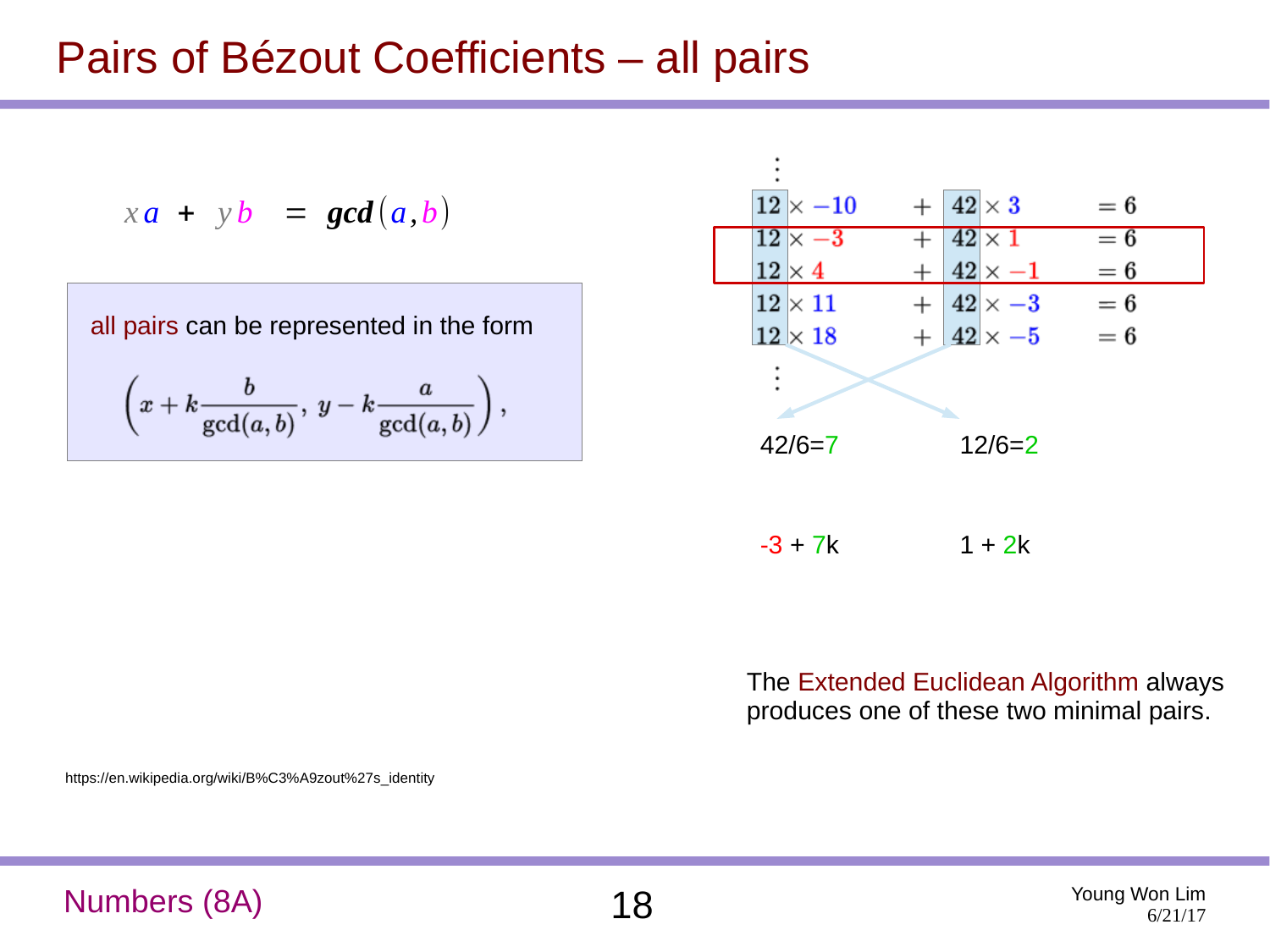# Pairs of Bézout Coefficients – all pairs

$$x\,a + y\,b = gcd(a, b)$$

all pairs can be represented in the form

$$\left(x + k\frac{b}{\gcd(a,b)},\ y - k\frac{a}{\gcd(a,b)}\right),$$

$$\vdots$$

| | | | |
|---|---|---|---|
| $12 \times -10$ | $+$ | $42 \times 3$ | $= 6$ |
| $12 \times -3$ | $+$ | $42 \times 1$ | $= 6$ |
| $12 \times 4$ | $+$ | $42 \times -1$ | $= 6$ |
| $12 \times 11$ | $+$ | $42 \times -3$ | $= 6$ |
| $12 \times 18$ | $+$ | $42 \times -5$ | $= 6$ |

$$\vdots$$

42/6=7 12/6=2

-3 + 7k 1 + 2k

The Extended Euclidean Algorithm always produces one of these two minimal pairs.

https://en.wikipedia.org/wiki/B%C3%A9zout%27s_identity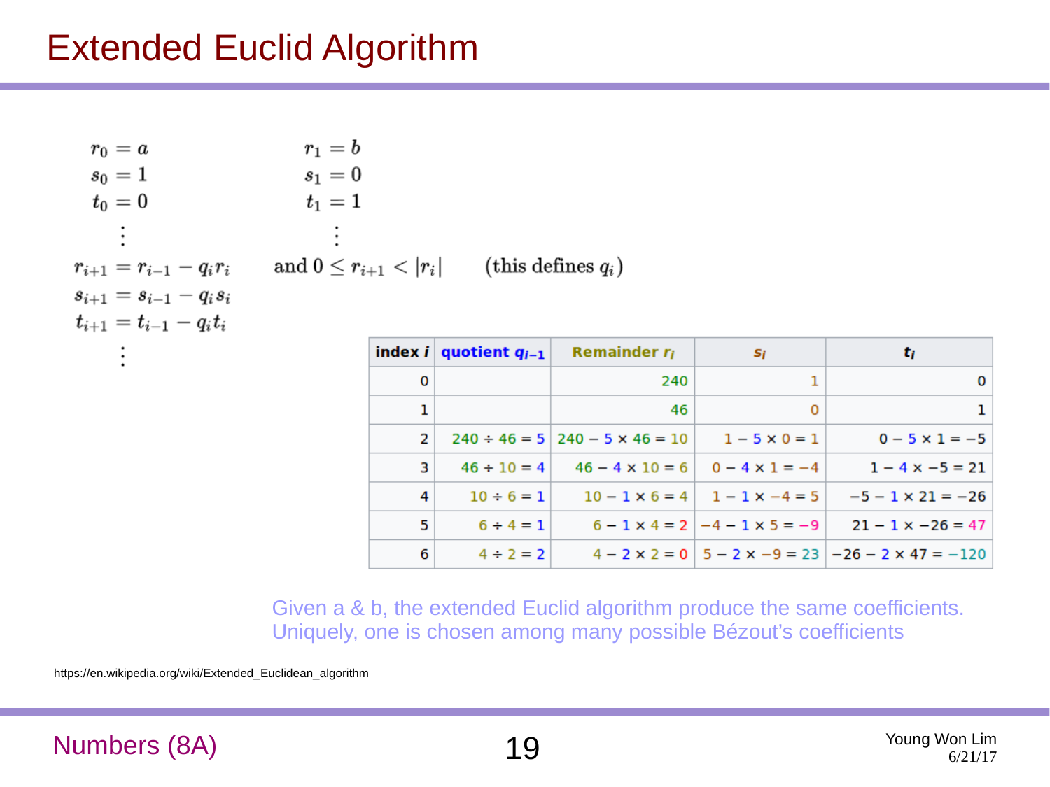# Extended Euclid Algorithm

$$
\begin{aligned}
r_0 &= a & r_1 &= b \\
s_0 &= 1 & s_1 &= 0 \\
t_0 &= 0 & t_1 &= 1 \\
&\vdots & &\vdots \\
r_{i+1} &= r_{i-1} - q_i r_i & &\text{and } 0 \le r_{i+1} < |r_i| \quad \text{(this defines } q_i\text{)} \\
s_{i+1} &= s_{i-1} - q_i s_i \\
t_{i+1} &= t_{i-1} - q_i t_i \\
&\vdots
\end{aligned}
$$

| index $i$ | quotient $q_{i-1}$ | Remainder $r_i$ | $s_i$ | $t_i$ |
|---|---|---|---|---|
| 0 | | 240 | 1 | 0 |
| 1 | | 46 | 0 | 1 |
| 2 | 240 ÷ 46 = 5 | 240 − 5 × 46 = 10 | 1 − 5 × 0 = 1 | 0 − 5 × 1 = −5 |
| 3 | 46 ÷ 10 = 4 | 46 − 4 × 10 = 6 | 0 − 4 × 1 = −4 | 1 − 4 × −5 = 21 |
| 4 | 10 ÷ 6 = 1 | 10 − 1 × 6 = 4 | 1 − 1 × −4 = 5 | −5 − 1 × 21 = −26 |
| 5 | 6 ÷ 4 = 1 | 6 − 1 × 4 = 2 | −4 − 1 × 5 = −9 | 21 − 1 × −26 = 47 |
| 6 | 4 ÷ 2 = 2 | 4 − 2 × 2 = 0 | 5 − 2 × −9 = 23 | −26 − 2 × 47 = −120 |

Given a & b, the extended Euclid algorithm produce the same coefficients.
Uniquely, one is chosen among many possible Bézout's coefficients

https://en.wikipedia.org/wiki/Extended_Euclidean_algorithm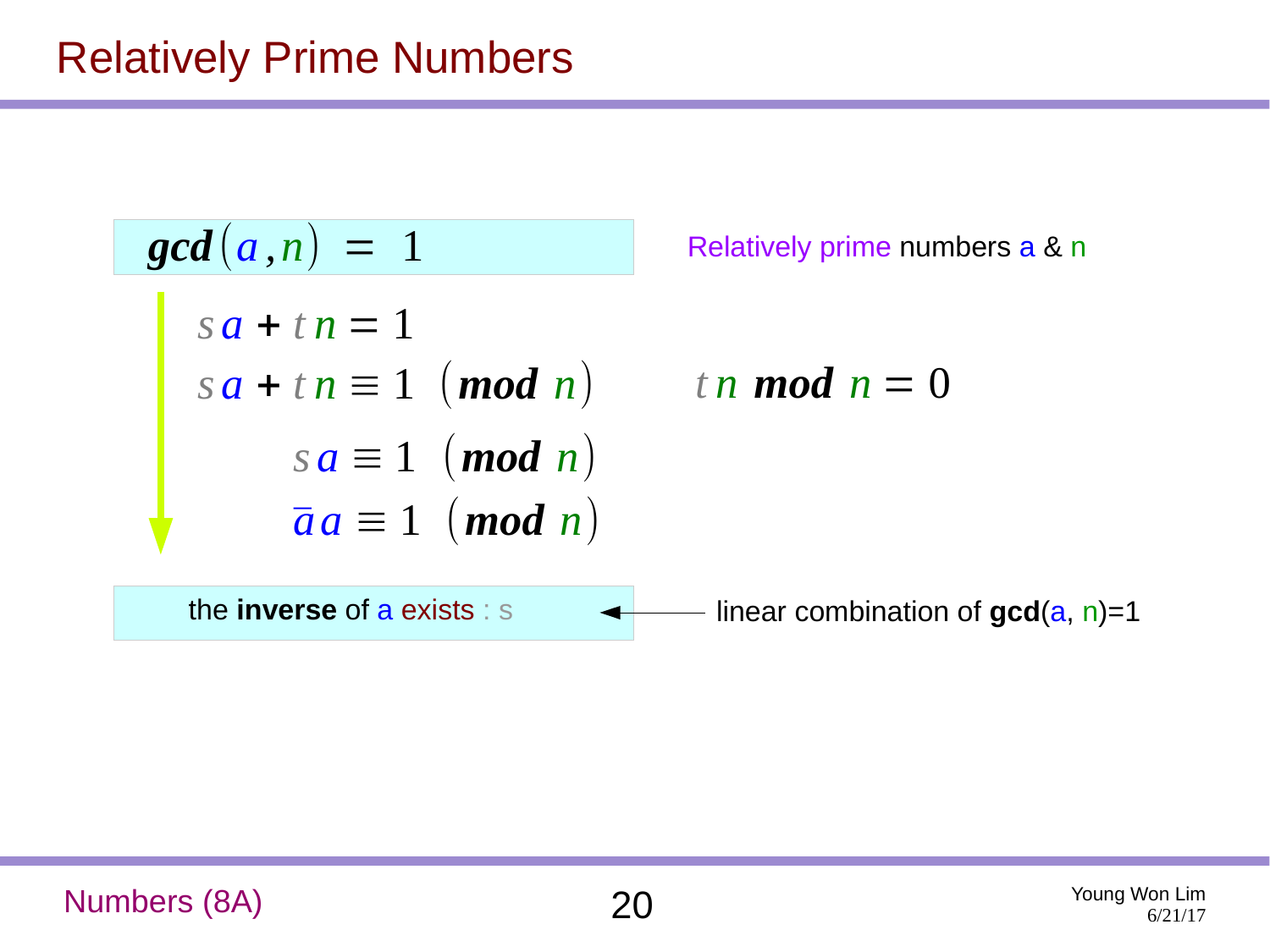# Relatively Prime Numbers

$$\gcd(a, n) = 1$$

Relatively prime numbers a & n

$$s a + t n = 1$$

$$s a + t n \equiv 1 \pmod{n} \qquad t n \bmod n = 0$$

$$s a \equiv 1 \pmod{n}$$

$$\bar{a} a \equiv 1 \pmod{n}$$

the **inverse** of a exists : s ← linear combination of **gcd**(a, n)=1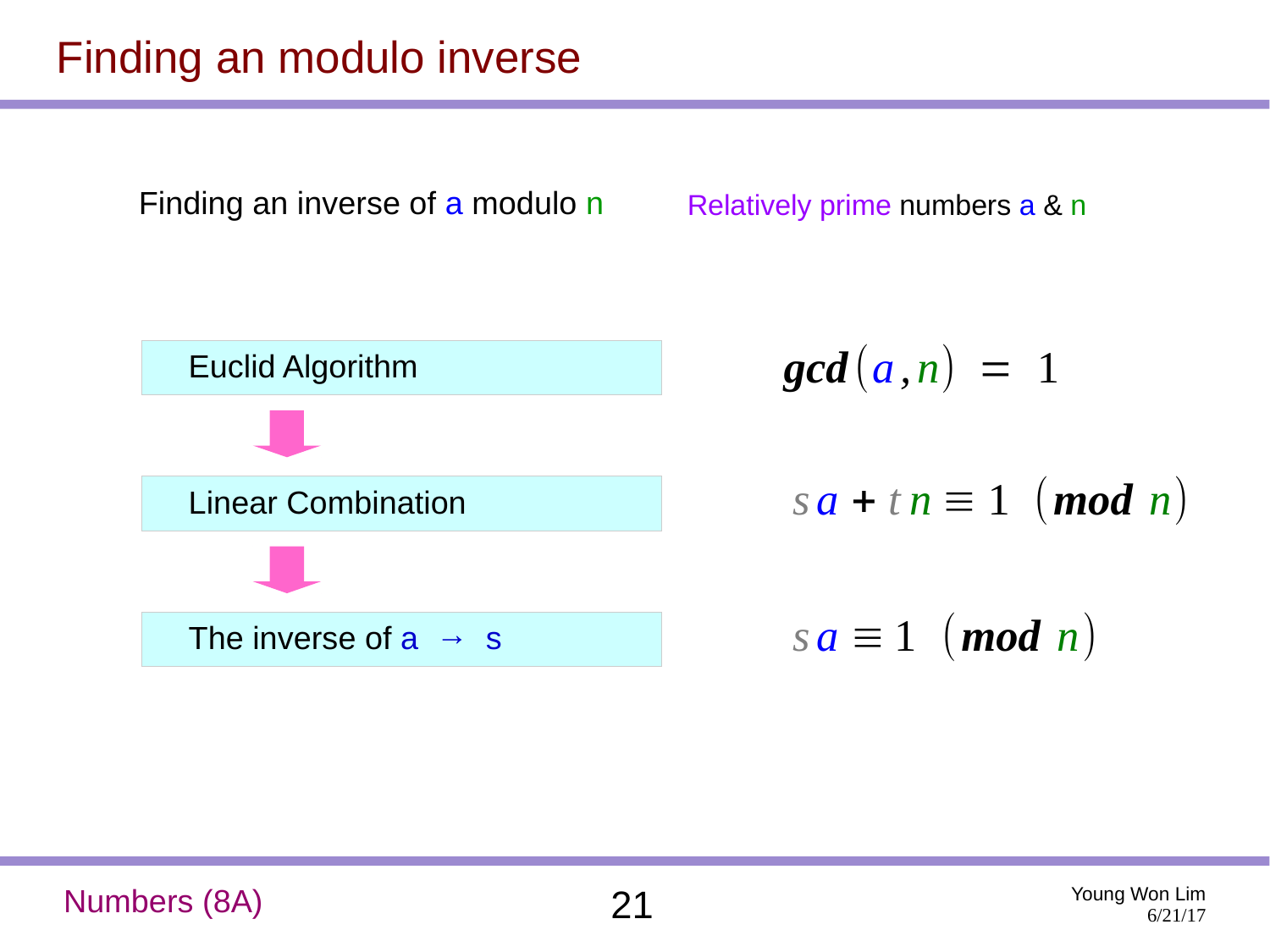# Finding an modulo inverse

Finding an inverse of a modulo n

Relatively prime numbers a & n

Euclid Algorithm

$$gcd(a, n) = 1$$

Linear Combination

$$s\,a + t\,n \equiv 1 \pmod{n}$$

The inverse of a → s

$$s\,a \equiv 1 \pmod{n}$$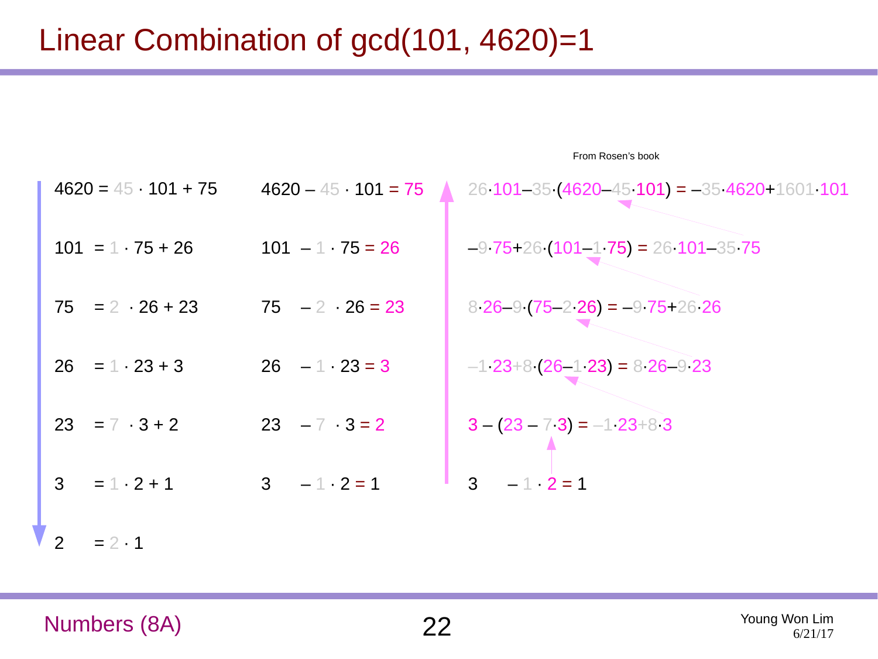# Linear Combination of gcd(101, 4620)=1

From Rosen's book

| Division | Remainder | Back substitution |
| --- | --- | --- |
| $4620 = 45 \cdot 101 + 75$ | $4620 - 45 \cdot 101 = 75$ | $26 \cdot 101 - 35 \cdot (4620 - 45 \cdot 101) = -35 \cdot 4620 + 1601 \cdot 101$ |
| $101 = 1 \cdot 75 + 26$ | $101 - 1 \cdot 75 = 26$ | $-9 \cdot 75 + 26 \cdot (101 - 1 \cdot 75) = 26 \cdot 101 - 35 \cdot 75$ |
| $75 = 2 \cdot 26 + 23$ | $75 - 2 \cdot 26 = 23$ | $8 \cdot 26 - 9 \cdot (75 - 2 \cdot 26) = -9 \cdot 75 + 26 \cdot 26$ |
| $26 = 1 \cdot 23 + 3$ | $26 - 1 \cdot 23 = 3$ | $-1 \cdot 23 + 8 \cdot (26 - 1 \cdot 23) = 8 \cdot 26 - 9 \cdot 23$ |
| $23 = 7 \cdot 3 + 2$ | $23 - 7 \cdot 3 = 2$ | $3 - (23 - 7 \cdot 3) = -1 \cdot 23 + 8 \cdot 3$ |
| $3 = 1 \cdot 2 + 1$ | $3 - 1 \cdot 2 = 1$ | $3 - 1 \cdot 2 = 1$ |
| $2 = 2 \cdot 1$ | | |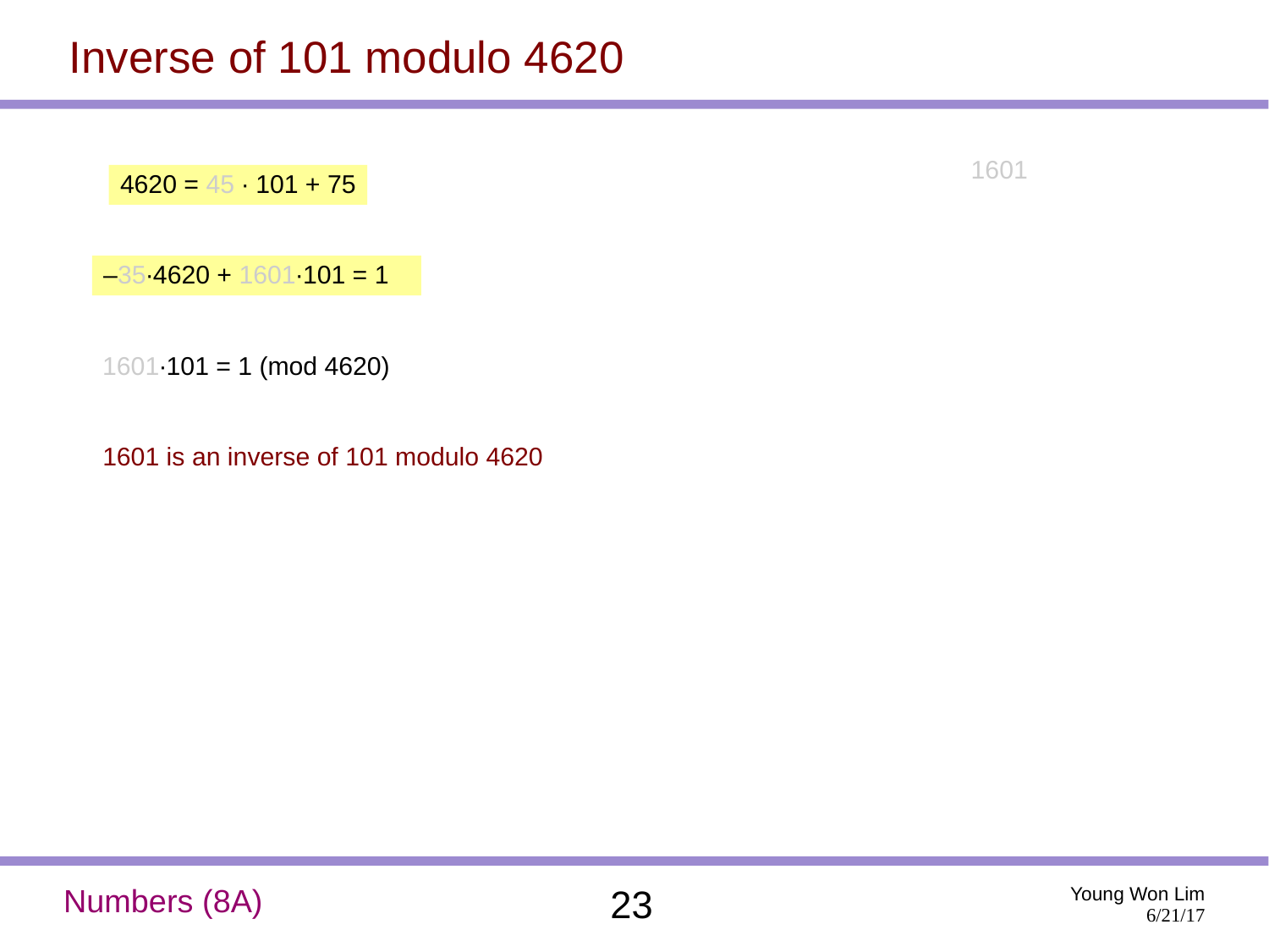# Inverse of 101 modulo 4620

$4620 = 45 \cdot 101 + 75$

1601

$-35 \cdot 4620 + 1601 \cdot 101 = 1$

$1601 \cdot 101 \equiv 1 \pmod{4620}$

1601 is an inverse of 101 modulo 4620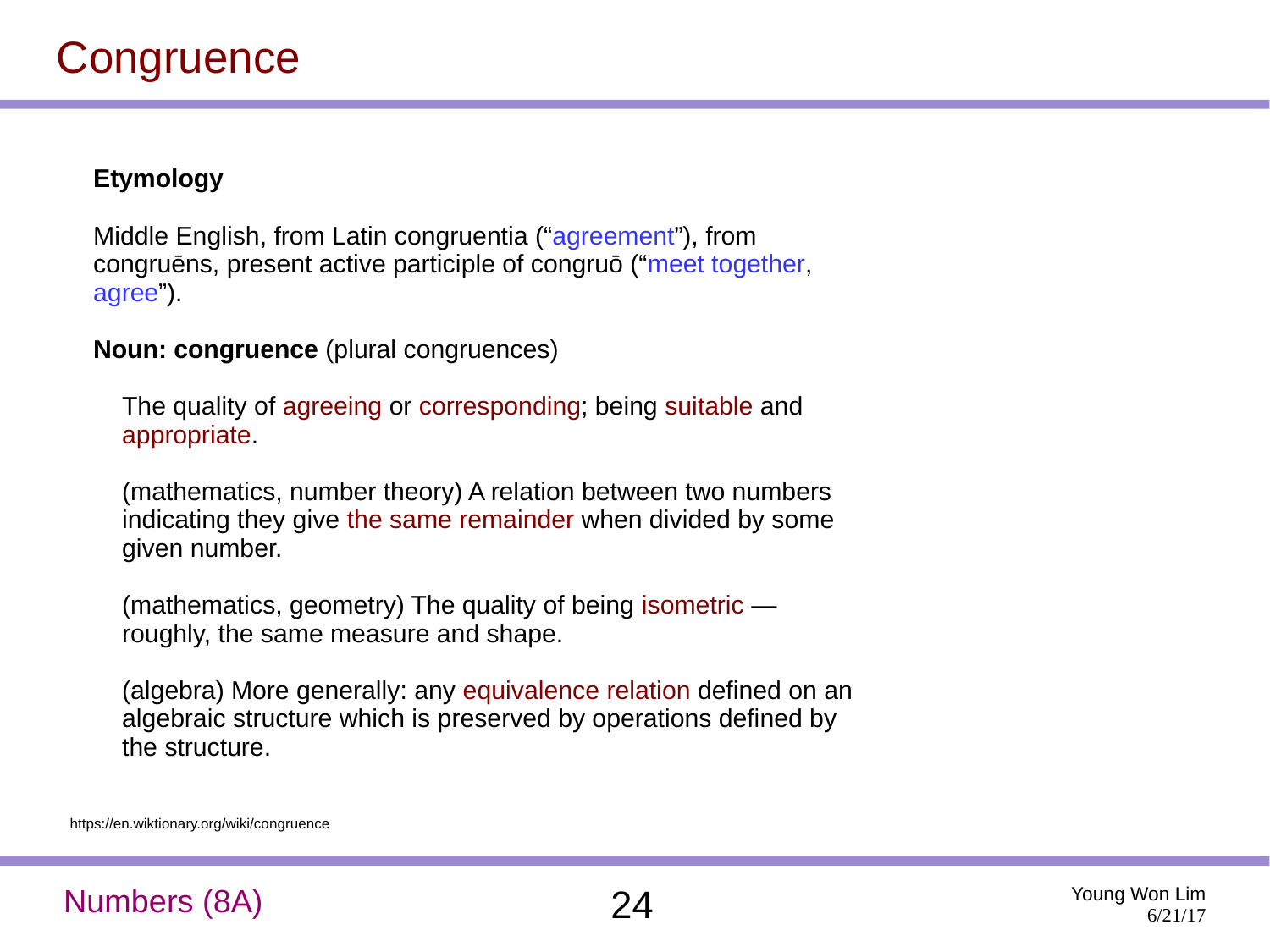# Congruence

**Etymology**

Middle English, from Latin congruentia (“agreement”), from congruēns, present active participle of congruō (“meet together, agree”).

**Noun: congruence** (plural congruences)

The quality of agreeing or corresponding; being suitable and appropriate.

(mathematics, number theory) A relation between two numbers indicating they give the same remainder when divided by some given number.

(mathematics, geometry) The quality of being isometric — roughly, the same measure and shape.

(algebra) More generally: any equivalence relation defined on an algebraic structure which is preserved by operations defined by the structure.

https://en.wiktionary.org/wiki/congruence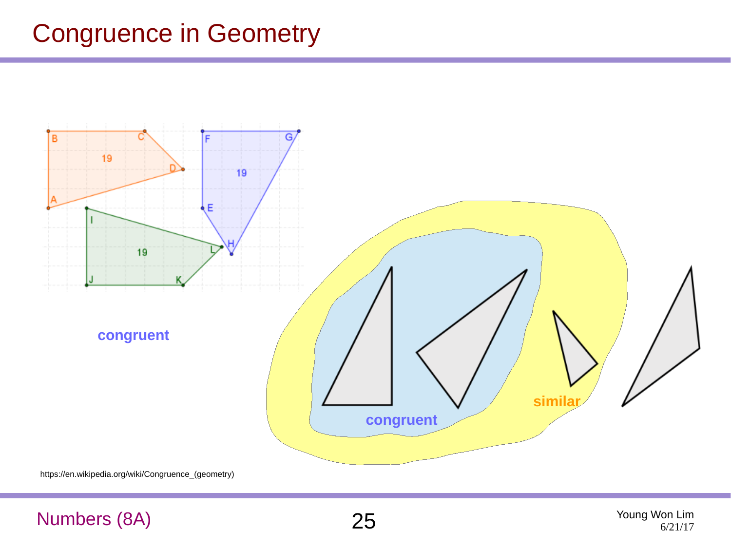# Congruence in Geometry

congruent

congruent

similar

https://en.wikipedia.org/wiki/Congruence_(geometry)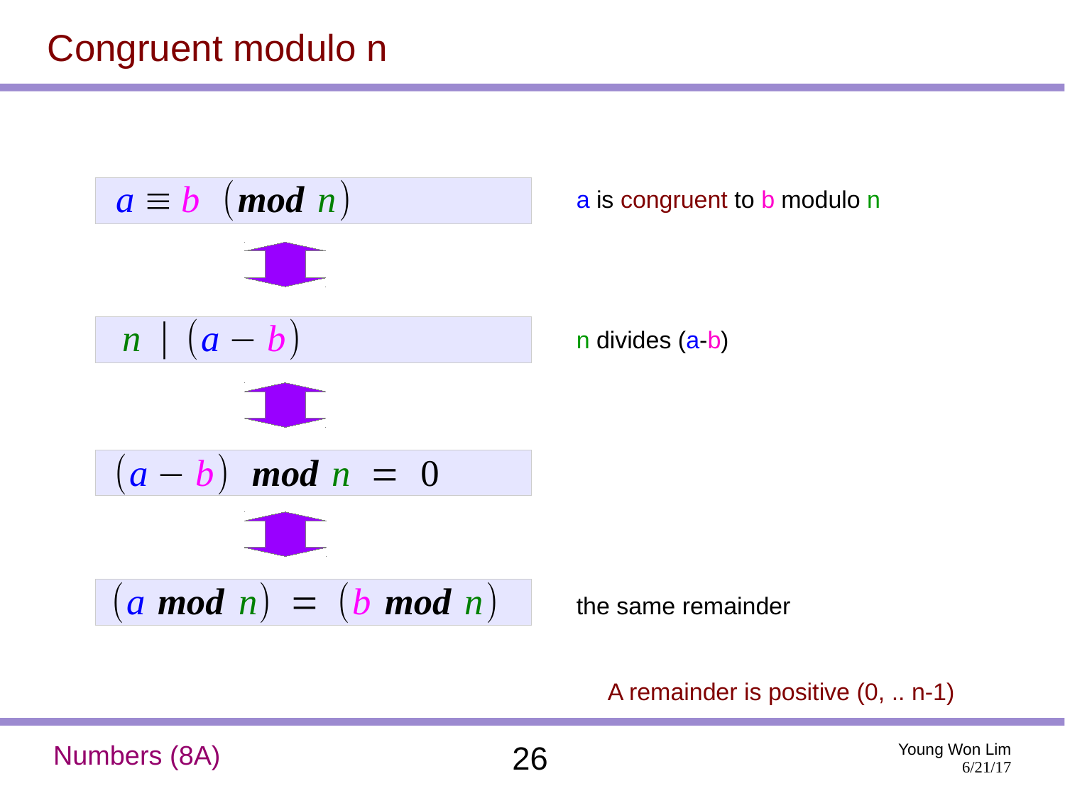# Congruent modulo n

$$a \equiv b \pmod{n}$$

a is congruent to b modulo n

$$\Updownarrow$$

$$n \mid (a - b)$$

n divides (a-b)

$$\Updownarrow$$

$$(a - b) \;\; \textbf{mod} \; n \; = \; 0$$

$$\Updownarrow$$

$$(a \;\textbf{mod}\; n) \; = \; (b \;\textbf{mod}\; n)$$

the same remainder

A remainder is positive (0, .. n-1)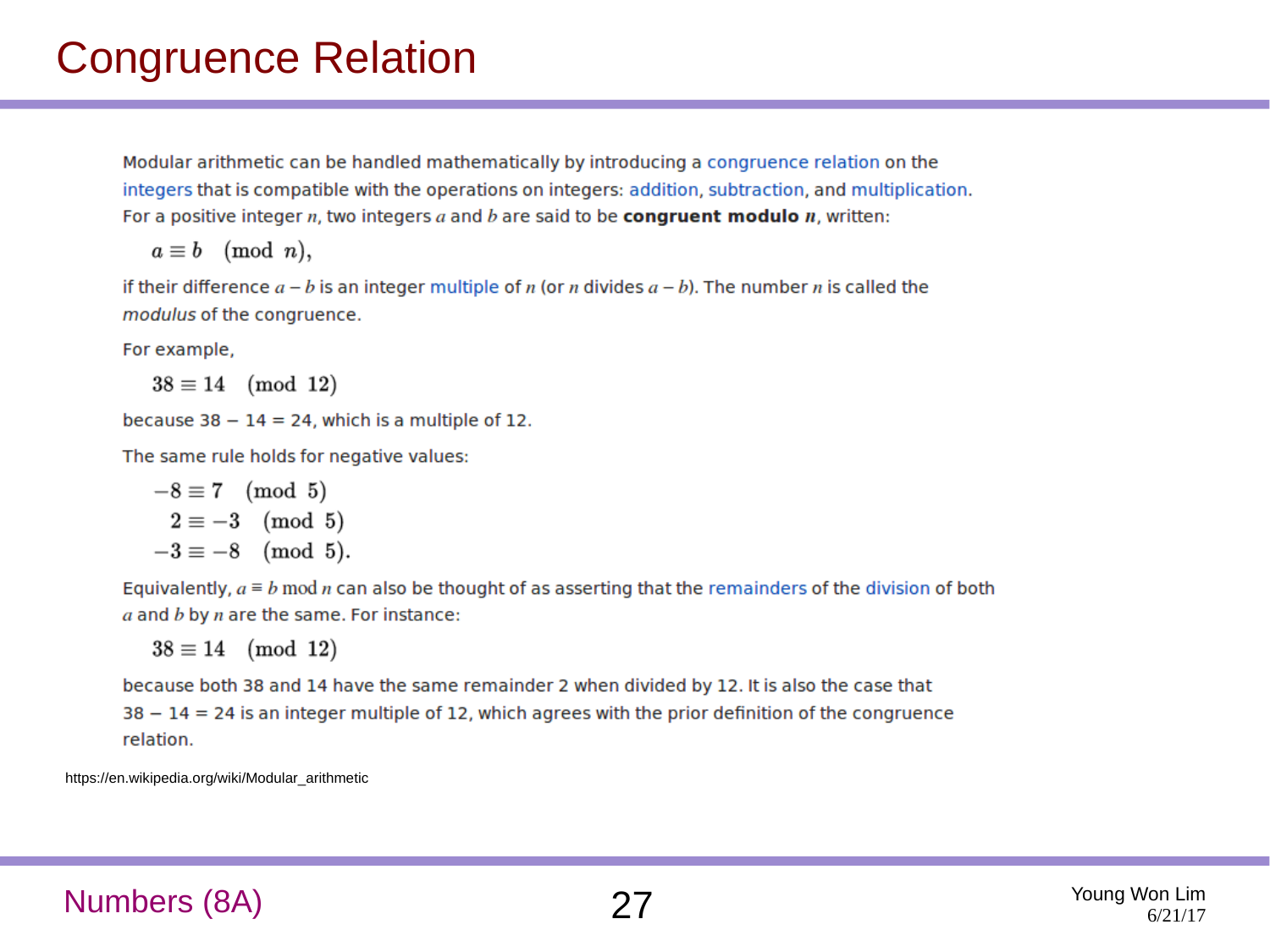# Congruence Relation

Modular arithmetic can be handled mathematically by introducing a congruence relation on the integers that is compatible with the operations on integers: addition, subtraction, and multiplication. For a positive integer $n$, two integers $a$ and $b$ are said to be **congruent modulo $n$**, written:

$$a \equiv b \pmod{n},$$

if their difference $a - b$ is an integer multiple of $n$ (or $n$ divides $a - b$). The number $n$ is called the *modulus* of the congruence.

For example,

$$38 \equiv 14 \pmod{12}$$

because 38 − 14 = 24, which is a multiple of 12.

The same rule holds for negative values:

$$\begin{aligned} -8 &\equiv 7 \pmod{5} \\ 2 &\equiv -3 \pmod{5} \\ -3 &\equiv -8 \pmod{5}. \end{aligned}$$

Equivalently, $a \equiv b \bmod n$ can also be thought of as asserting that the remainders of the division of both $a$ and $b$ by $n$ are the same. For instance:

$$38 \equiv 14 \pmod{12}$$

because both 38 and 14 have the same remainder 2 when divided by 12. It is also the case that 38 − 14 = 24 is an integer multiple of 12, which agrees with the prior definition of the congruence relation.

https://en.wikipedia.org/wiki/Modular_arithmetic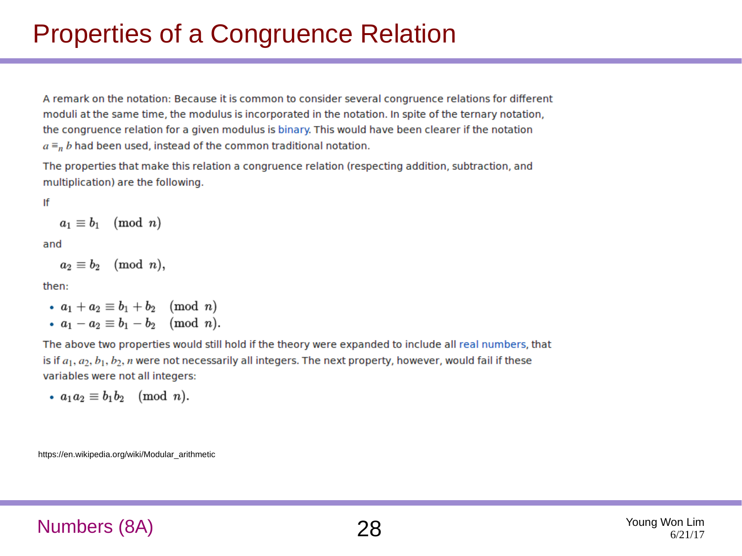# Properties of a Congruence Relation

A remark on the notation: Because it is common to consider several congruence relations for different moduli at the same time, the modulus is incorporated in the notation. In spite of the ternary notation, the congruence relation for a given modulus is binary. This would have been clearer if the notation $a \equiv_n b$ had been used, instead of the common traditional notation.

The properties that make this relation a congruence relation (respecting addition, subtraction, and multiplication) are the following.

If

$$a_1 \equiv b_1 \pmod{n}$$

and

$$a_2 \equiv b_2 \pmod{n},$$

then:

- $a_1 + a_2 \equiv b_1 + b_2 \pmod{n}$
- $a_1 - a_2 \equiv b_1 - b_2 \pmod{n}.$

The above two properties would still hold if the theory were expanded to include all real numbers, that is if $a_1, a_2, b_1, b_2, n$ were not necessarily all integers. The next property, however, would fail if these variables were not all integers:

- $a_1 a_2 \equiv b_1 b_2 \pmod{n}.$

https://en.wikipedia.org/wiki/Modular_arithmetic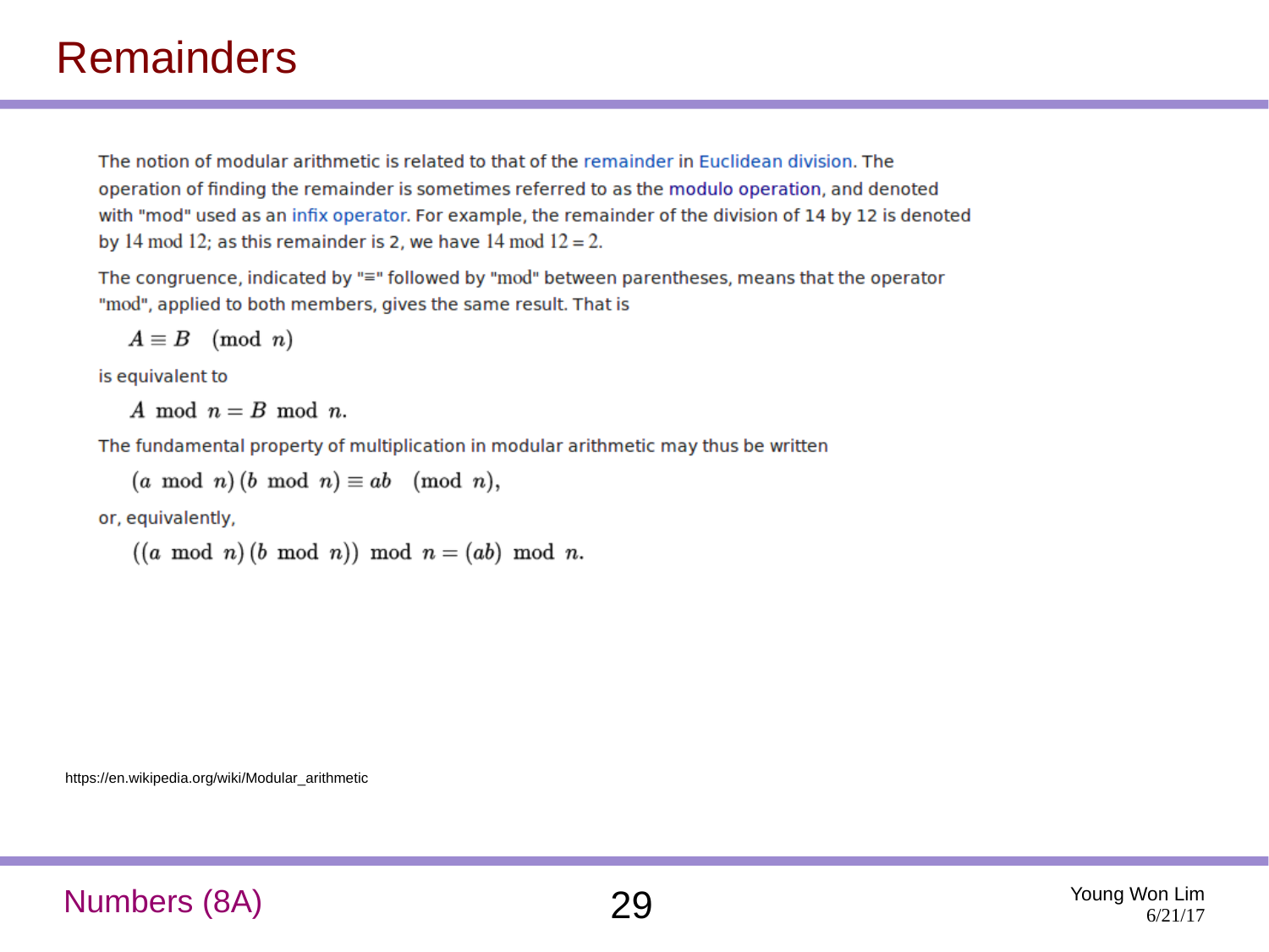# Remainders

The notion of modular arithmetic is related to that of the remainder in Euclidean division. The operation of finding the remainder is sometimes referred to as the modulo operation, and denoted with "mod" used as an infix operator. For example, the remainder of the division of 14 by 12 is denoted by $14 \bmod 12$; as this remainder is 2, we have $14 \bmod 12 = 2$.

The congruence, indicated by "≡" followed by "mod" between parentheses, means that the operator "mod", applied to both members, gives the same result. That is

$$A \equiv B \pmod{n}$$

is equivalent to

$$A \bmod n = B \bmod n.$$

The fundamental property of multiplication in modular arithmetic may thus be written

$$(a \bmod n)(b \bmod n) \equiv ab \pmod{n},$$

or, equivalently,

$$((a \bmod n)(b \bmod n)) \bmod n = (ab) \bmod n.$$

https://en.wikipedia.org/wiki/Modular_arithmetic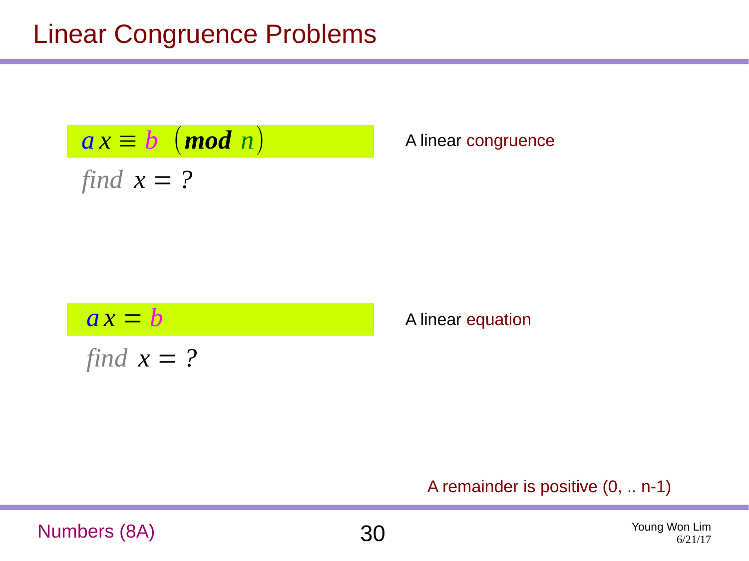# Linear Congruence Problems

$$a\,x \equiv b \pmod{n}$$

$$find\;\; x = ?$$

A linear congruence

$$a\,x = b$$

$$find\;\; x = ?$$

A linear equation

A remainder is positive (0, .. n-1)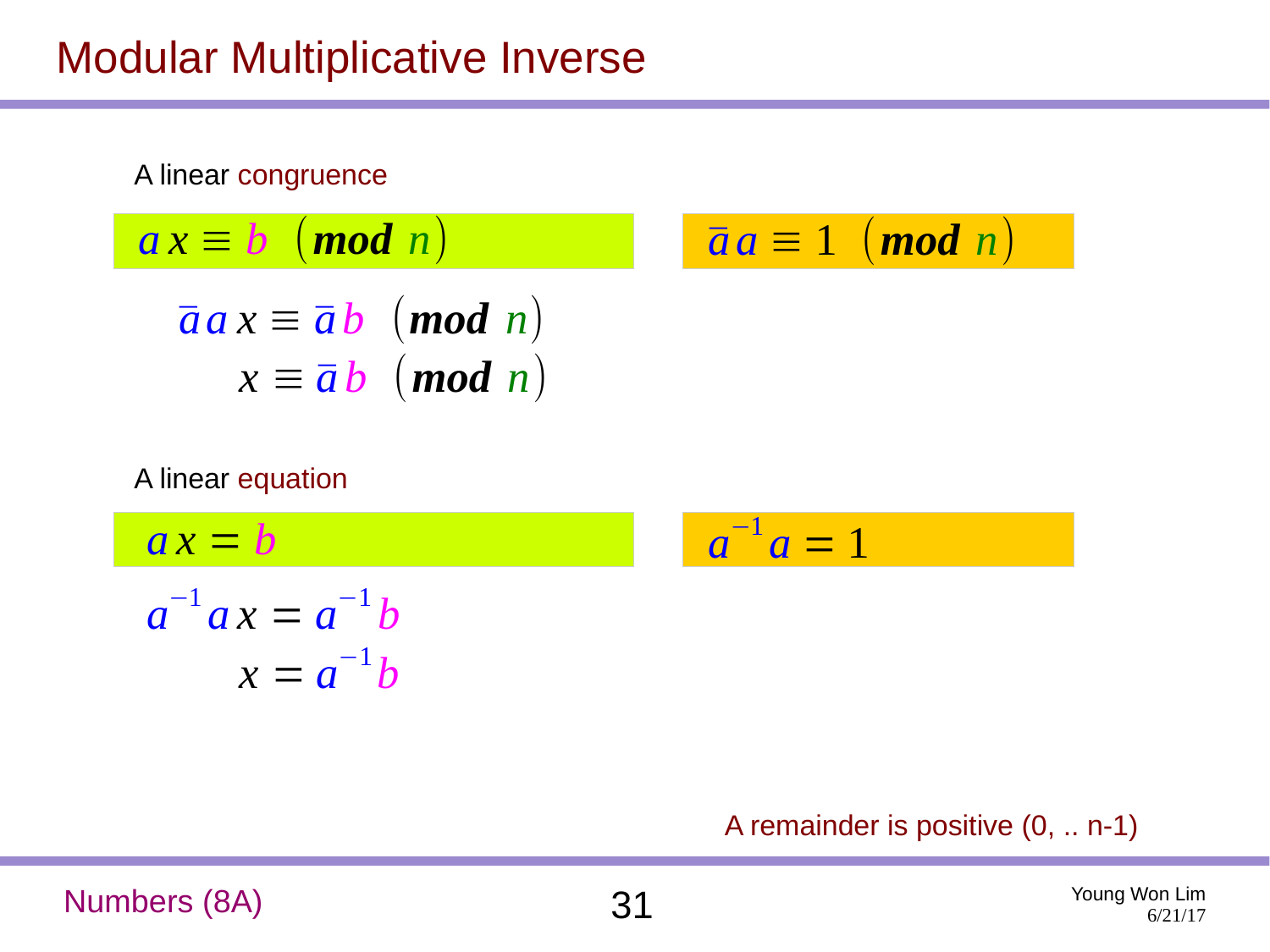# Modular Multiplicative Inverse

A linear congruence

$$a\,x \equiv b \pmod{n}$$

$$\bar{a}\,a \equiv 1 \pmod{n}$$

$$\bar{a}\,a\,x \equiv \bar{a}\,b \pmod{n}$$

$$x \equiv \bar{a}\,b \pmod{n}$$

A linear equation

$$a\,x = b$$

$$a^{-1}a = 1$$

$$a^{-1}a\,x = a^{-1}b$$

$$x = a^{-1}b$$

A remainder is positive (0, .. n-1)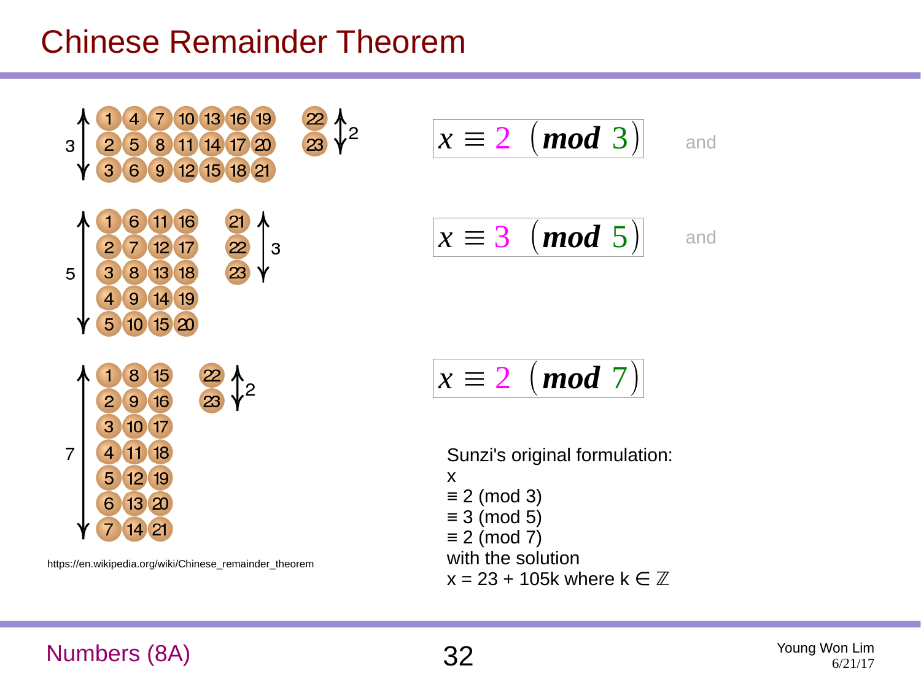# Chinese Remainder Theorem

| | | | | | | | | |
|---|---|---|---|---|---|---|---|---|
| 1 | 4 | 7 | 10 | 13 | 16 | 19 | 22 | |
| 2 | 5 | 8 | 11 | 14 | 17 | 20 | 23 | |
| 3 | 6 | 9 | 12 | 15 | 18 | 21 | | |

(3 rows; remainder 2: 22, 23)

$$x \equiv 2 \pmod{3}$$ and

| | | | | |
|---|---|---|---|---|
| 1 | 6 | 11 | 16 | 21 |
| 2 | 7 | 12 | 17 | 22 |
| 3 | 8 | 13 | 18 | 23 |
| 4 | 9 | 14 | 19 | |
| 5 | 10 | 15 | 20 | |

(5 rows; remainder 3: 21, 22, 23)

$$x \equiv 3 \pmod{5}$$ and

| | | | |
|---|---|---|---|
| 1 | 8 | 15 | 22 |
| 2 | 9 | 16 | 23 |
| 3 | 10 | 17 | |
| 4 | 11 | 18 | |
| 5 | 12 | 19 | |
| 6 | 13 | 20 | |
| 7 | 14 | 21 | |

(7 rows; remainder 2: 22, 23)

$$x \equiv 2 \pmod{7}$$

Sunzi's original formulation:
x
≡ 2 (mod 3)
≡ 3 (mod 5)
≡ 2 (mod 7)
with the solution
$x = 23 + 105k$ where $k \in \mathbb{Z}$

https://en.wikipedia.org/wiki/Chinese_remainder_theorem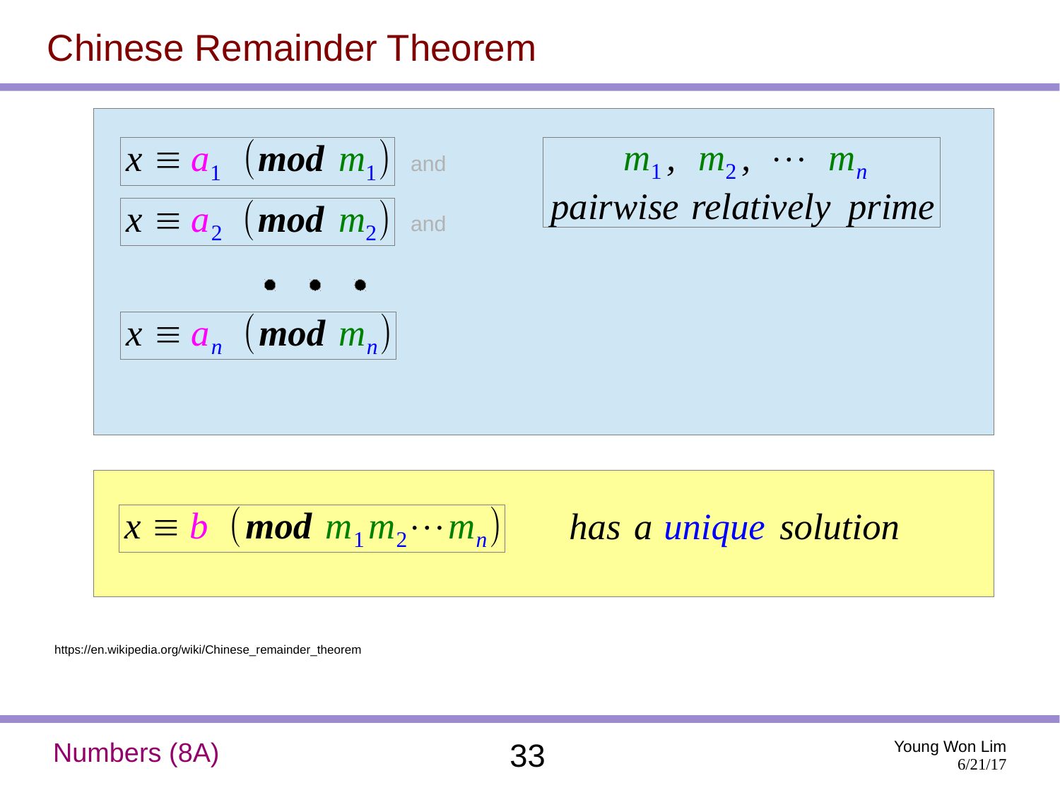# Chinese Remainder Theorem

$x \equiv a_1 \pmod{m_1}$ and

$x \equiv a_2 \pmod{m_2}$ and

• • •

$x \equiv a_n \pmod{m_n}$

$m_1,\ m_2,\ \cdots\ m_n$ *pairwise relatively prime*

$x \equiv b \pmod{m_1 m_2 \cdots m_n}$ *has a unique solution*

https://en.wikipedia.org/wiki/Chinese_remainder_theorem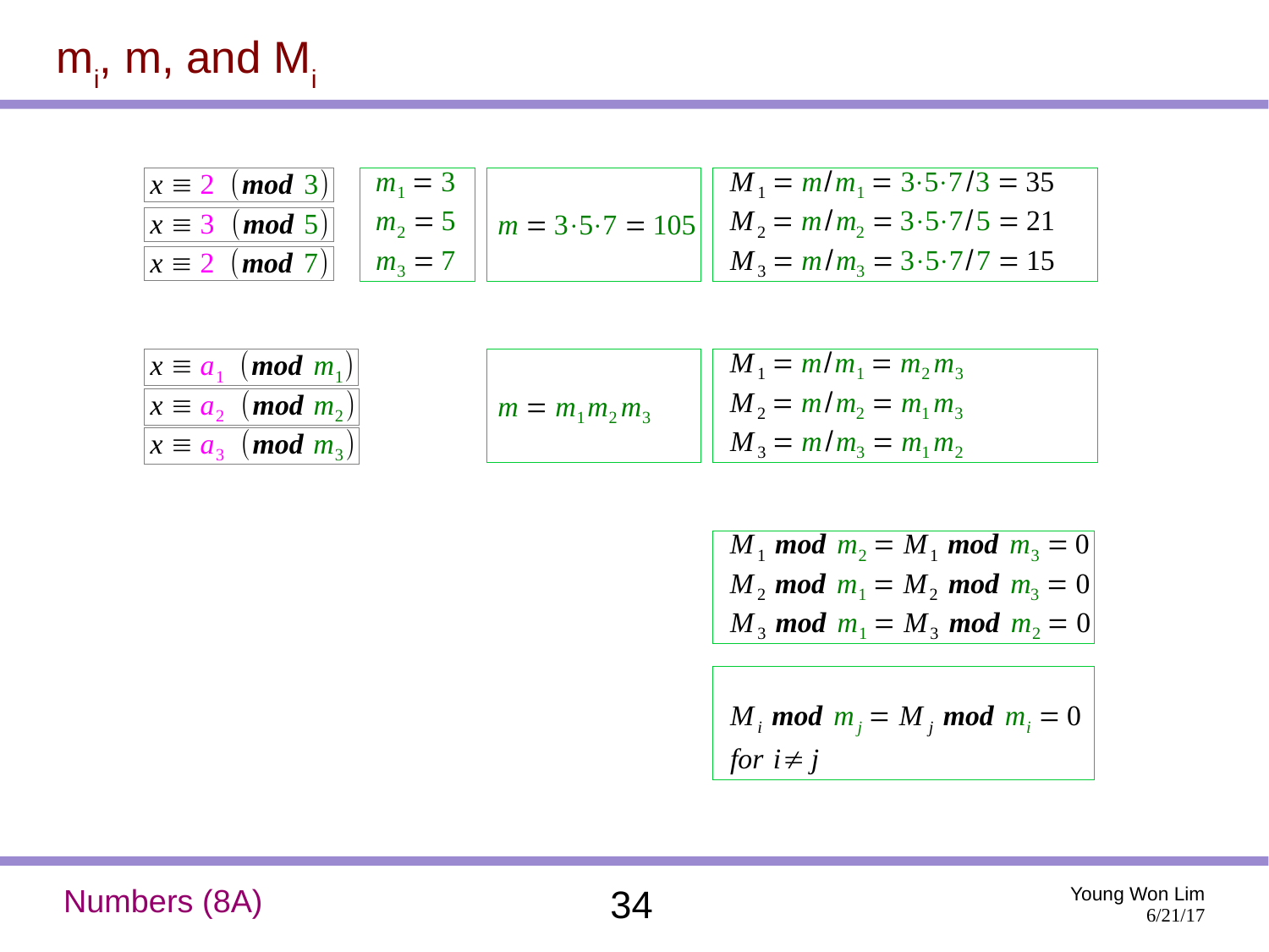# $m_i$, $m$, and $M_i$

$$x \equiv 2 \pmod 3$$
$$x \equiv 3 \pmod 5$$
$$x \equiv 2 \pmod 7$$

$$m_1 = 3 \qquad m_2 = 5 \qquad m_3 = 7$$

$$m = 3 \cdot 5 \cdot 7 = 105$$

$$M_1 = m/m_1 = 3 \cdot 5 \cdot 7 / 3 = 35$$
$$M_2 = m/m_2 = 3 \cdot 5 \cdot 7 / 5 = 21$$
$$M_3 = m/m_3 = 3 \cdot 5 \cdot 7 / 7 = 15$$

$$x \equiv a_1 \pmod{m_1}$$
$$x \equiv a_2 \pmod{m_2}$$
$$x \equiv a_3 \pmod{m_3}$$

$$m = m_1 m_2 m_3$$

$$M_1 = m/m_1 = m_2 m_3$$
$$M_2 = m/m_2 = m_1 m_3$$
$$M_3 = m/m_3 = m_1 m_2$$

$$M_1 \bmod m_2 = M_1 \bmod m_3 = 0$$
$$M_2 \bmod m_1 = M_2 \bmod m_3 = 0$$
$$M_3 \bmod m_1 = M_3 \bmod m_2 = 0$$

$$M_i \bmod m_j = M_j \bmod m_i = 0$$
$$\text{for } i \neq j$$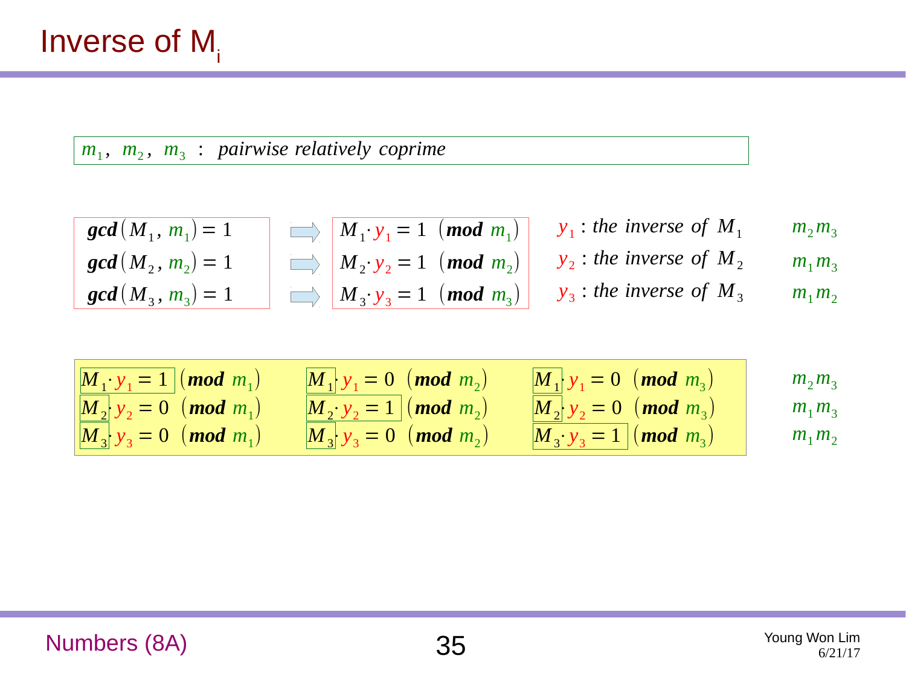# Inverse of $M_i$

$m_1,\ m_2,\ m_3\ :\ \textit{pairwise relatively coprime}$

| | | | |
|---|---|---|---|
| $\mathbf{gcd}(M_1, m_1) = 1$ | $\Rightarrow$ $M_1 \cdot y_1 = 1 \pmod{m_1}$ | $y_1$ : the inverse of $M_1$ | $m_2 m_3$ |
| $\mathbf{gcd}(M_2, m_2) = 1$ | $\Rightarrow$ $M_2 \cdot y_2 = 1 \pmod{m_2}$ | $y_2$ : the inverse of $M_2$ | $m_1 m_3$ |
| $\mathbf{gcd}(M_3, m_3) = 1$ | $\Rightarrow$ $M_3 \cdot y_3 = 1 \pmod{m_3}$ | $y_3$ : the inverse of $M_3$ | $m_1 m_2$ |

| | | | |
|---|---|---|---|
| $M_1 \cdot y_1 = 1 \pmod{m_1}$ | $M_1 \cdot y_1 = 0 \pmod{m_2}$ | $M_1 \cdot y_1 = 0 \pmod{m_3}$ | $m_2 m_3$ |
| $M_2 \cdot y_2 = 0 \pmod{m_1}$ | $M_2 \cdot y_2 = 1 \pmod{m_2}$ | $M_2 \cdot y_2 = 0 \pmod{m_3}$ | $m_1 m_3$ |
| $M_3 \cdot y_3 = 0 \pmod{m_1}$ | $M_3 \cdot y_3 = 0 \pmod{m_2}$ | $M_3 \cdot y_3 = 1 \pmod{m_3}$ | $m_1 m_2$ |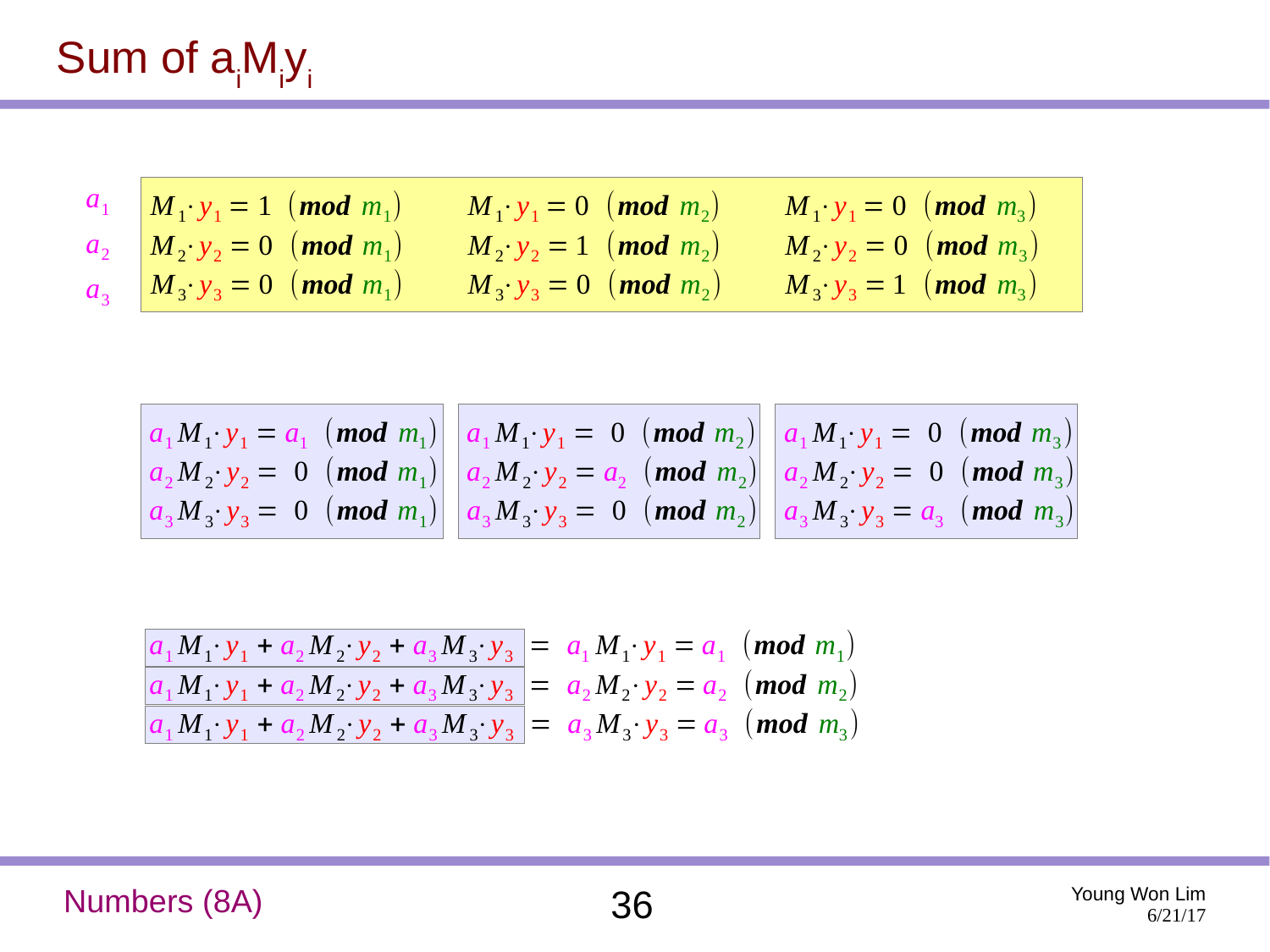# Sum of $a_i M_i y_i$

$$
\begin{array}{llll}
a_1 & M_1 \cdot y_1 = 1 \pmod{m_1} & M_1 \cdot y_1 = 0 \pmod{m_2} & M_1 \cdot y_1 = 0 \pmod{m_3} \\
a_2 & M_2 \cdot y_2 = 0 \pmod{m_1} & M_2 \cdot y_2 = 1 \pmod{m_2} & M_2 \cdot y_2 = 0 \pmod{m_3} \\
a_3 & M_3 \cdot y_3 = 0 \pmod{m_1} & M_3 \cdot y_3 = 0 \pmod{m_2} & M_3 \cdot y_3 = 1 \pmod{m_3}
\end{array}
$$

$$
\begin{array}{lll}
a_1 M_1 \cdot y_1 = a_1 \pmod{m_1} & a_1 M_1 \cdot y_1 = 0 \pmod{m_2} & a_1 M_1 \cdot y_1 = 0 \pmod{m_3} \\
a_2 M_2 \cdot y_2 = 0 \pmod{m_1} & a_2 M_2 \cdot y_2 = a_2 \pmod{m_2} & a_2 M_2 \cdot y_2 = 0 \pmod{m_3} \\
a_3 M_3 \cdot y_3 = 0 \pmod{m_1} & a_3 M_3 \cdot y_3 = 0 \pmod{m_2} & a_3 M_3 \cdot y_3 = a_3 \pmod{m_3}
\end{array}
$$

$$
\begin{aligned}
a_1 M_1 \cdot y_1 + a_2 M_2 \cdot y_2 + a_3 M_3 \cdot y_3 &= a_1 M_1 \cdot y_1 = a_1 \pmod{m_1} \\
a_1 M_1 \cdot y_1 + a_2 M_2 \cdot y_2 + a_3 M_3 \cdot y_3 &= a_2 M_2 \cdot y_2 = a_2 \pmod{m_2} \\
a_1 M_1 \cdot y_1 + a_2 M_2 \cdot y_2 + a_3 M_3 \cdot y_3 &= a_3 M_3 \cdot y_3 = a_3 \pmod{m_3}
\end{aligned}
$$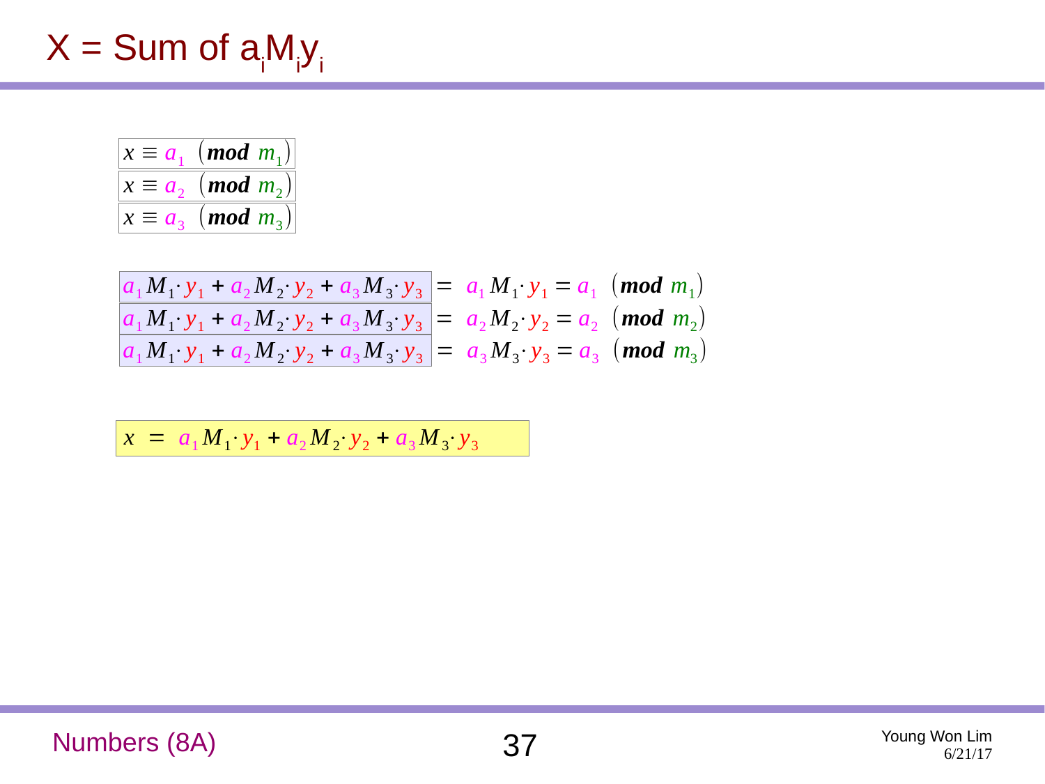# X = Sum of $a_i M_i y_i$

$$x \equiv a_1 \pmod{m_1}$$

$$x \equiv a_2 \pmod{m_2}$$

$$x \equiv a_3 \pmod{m_3}$$

$$a_1 M_1 \cdot y_1 + a_2 M_2 \cdot y_2 + a_3 M_3 \cdot y_3 = a_1 M_1 \cdot y_1 = a_1 \pmod{m_1}$$

$$a_1 M_1 \cdot y_1 + a_2 M_2 \cdot y_2 + a_3 M_3 \cdot y_3 = a_2 M_2 \cdot y_2 = a_2 \pmod{m_2}$$

$$a_1 M_1 \cdot y_1 + a_2 M_2 \cdot y_2 + a_3 M_3 \cdot y_3 = a_3 M_3 \cdot y_3 = a_3 \pmod{m_3}$$

$$x = a_1 M_1 \cdot y_1 + a_2 M_2 \cdot y_2 + a_3 M_3 \cdot y_3$$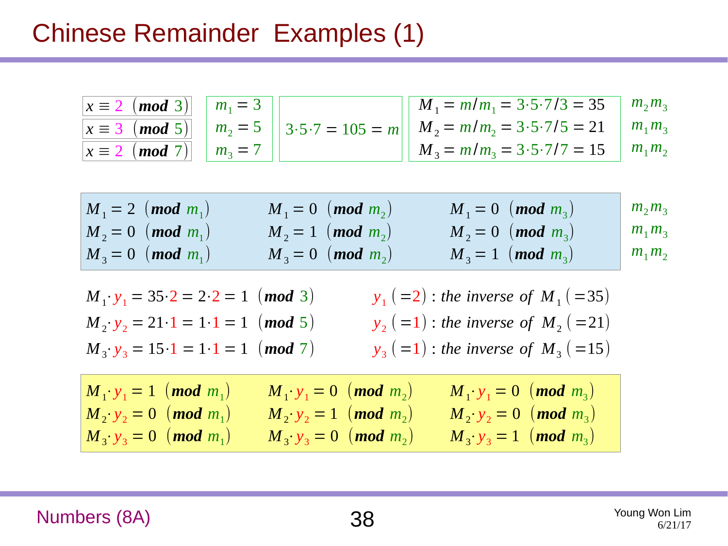# Chinese Remainder Examples (1)

$$x \equiv 2 \pmod{3} \qquad m_1 = 3$$
$$x \equiv 3 \pmod{5} \qquad m_2 = 5$$
$$x \equiv 2 \pmod{7} \qquad m_3 = 7$$

$$3 \cdot 5 \cdot 7 = 105 = m$$

$$M_1 = m/m_1 = 3 \cdot 5 \cdot 7/3 = 35 \qquad m_2 m_3$$
$$M_2 = m/m_2 = 3 \cdot 5 \cdot 7/5 = 21 \qquad m_1 m_3$$
$$M_3 = m/m_3 = 3 \cdot 5 \cdot 7/7 = 15 \qquad m_1 m_2$$

| | | | |
|---|---|---|---|
| $M_1 = 2 \pmod{m_1}$ | $M_1 = 0 \pmod{m_2}$ | $M_1 = 0 \pmod{m_3}$ | $m_2 m_3$ |
| $M_2 = 0 \pmod{m_1}$ | $M_2 = 1 \pmod{m_2}$ | $M_2 = 0 \pmod{m_3}$ | $m_1 m_3$ |
| $M_3 = 0 \pmod{m_1}$ | $M_3 = 0 \pmod{m_2}$ | $M_3 = 1 \pmod{m_3}$ | $m_1 m_2$ |

$$M_1 \cdot y_1 = 35 \cdot 2 = 2 \cdot 2 = 1 \pmod{3} \qquad y_1 \ (=2) : \textit{the inverse of } M_1 \ (=35)$$
$$M_2 \cdot y_2 = 21 \cdot 1 = 1 \cdot 1 = 1 \pmod{5} \qquad y_2 \ (=1) : \textit{the inverse of } M_2 \ (=21)$$
$$M_3 \cdot y_3 = 15 \cdot 1 = 1 \cdot 1 = 1 \pmod{7} \qquad y_3 \ (=1) : \textit{the inverse of } M_3 \ (=15)$$

| | | |
|---|---|---|
| $M_1 \cdot y_1 = 1 \pmod{m_1}$ | $M_1 \cdot y_1 = 0 \pmod{m_2}$ | $M_1 \cdot y_1 = 0 \pmod{m_3}$ |
| $M_2 \cdot y_2 = 0 \pmod{m_1}$ | $M_2 \cdot y_2 = 1 \pmod{m_2}$ | $M_2 \cdot y_2 = 0 \pmod{m_3}$ |
| $M_3 \cdot y_3 = 0 \pmod{m_1}$ | $M_3 \cdot y_3 = 0 \pmod{m_2}$ | $M_3 \cdot y_3 = 1 \pmod{m_3}$ |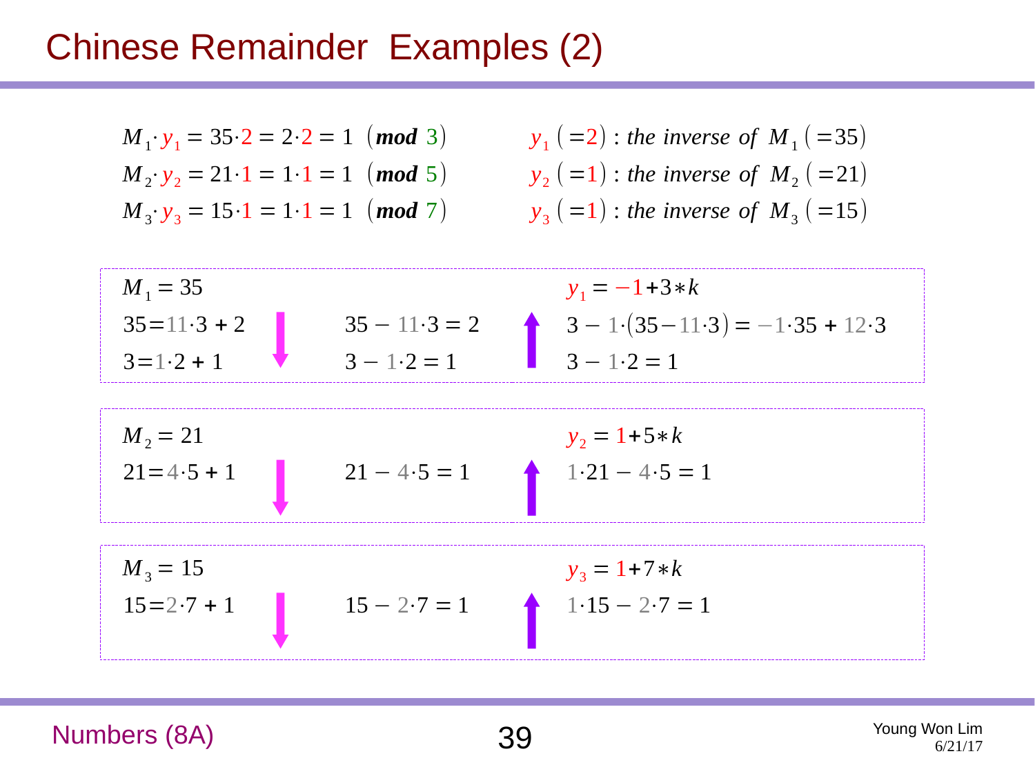# Chinese Remainder Examples (2)

$M_1 \cdot y_1 = 35 \cdot 2 = 2 \cdot 2 = 1 \pmod{3}$ $\quad y_1 (=2)$ : *the inverse of* $M_1 (=35)$

$M_2 \cdot y_2 = 21 \cdot 1 = 1 \cdot 1 = 1 \pmod{5}$ $\quad y_2 (=1)$ : *the inverse of* $M_2 (=21)$

$M_3 \cdot y_3 = 15 \cdot 1 = 1 \cdot 1 = 1 \pmod{7}$ $\quad y_3 (=1)$ : *the inverse of* $M_3 (=15)$

---

$M_1 = 35$ $\qquad y_1 = -1 + 3 * k$

| ↓ | | ↑ |
|---|---|---|
| $35 = 11 \cdot 3 + 2$ | $35 - 11 \cdot 3 = 2$ | $3 - 1 \cdot (35 - 11 \cdot 3) = -1 \cdot 35 + 12 \cdot 3$ |
| $3 = 1 \cdot 2 + 1$ | $3 - 1 \cdot 2 = 1$ | $3 - 1 \cdot 2 = 1$ |

---

$M_2 = 21$ $\qquad y_2 = 1 + 5 * k$

| ↓ | | ↑ |
|---|---|---|
| $21 = 4 \cdot 5 + 1$ | $21 - 4 \cdot 5 = 1$ | $1 \cdot 21 - 4 \cdot 5 = 1$ |

---

$M_3 = 15$ $\qquad y_3 = 1 + 7 * k$

| ↓ | | ↑ |
|---|---|---|
| $15 = 2 \cdot 7 + 1$ | $15 - 2 \cdot 7 = 1$ | $1 \cdot 15 - 2 \cdot 7 = 1$ |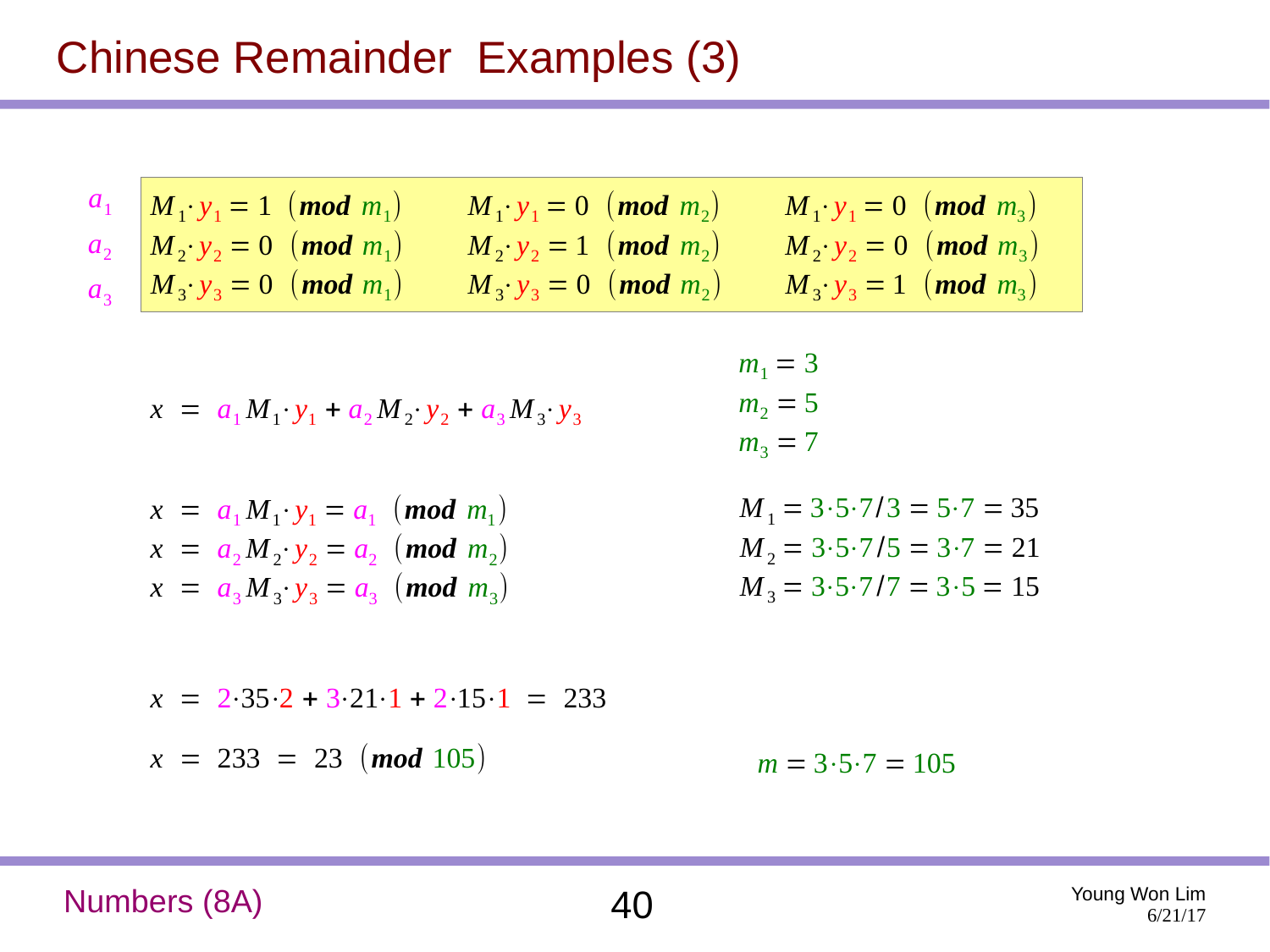# Chinese Remainder Examples (3)

$$
\begin{array}{llll}
a_1 & M_1 \cdot y_1 = 1 \pmod{m_1} & M_1 \cdot y_1 = 0 \pmod{m_2} & M_1 \cdot y_1 = 0 \pmod{m_3} \\
a_2 & M_2 \cdot y_2 = 0 \pmod{m_1} & M_2 \cdot y_2 = 1 \pmod{m_2} & M_2 \cdot y_2 = 0 \pmod{m_3} \\
a_3 & M_3 \cdot y_3 = 0 \pmod{m_1} & M_3 \cdot y_3 = 0 \pmod{m_2} & M_3 \cdot y_3 = 1 \pmod{m_3}
\end{array}
$$

$$x = a_1 M_1 \cdot y_1 + a_2 M_2 \cdot y_2 + a_3 M_3 \cdot y_3$$

$$m_1 = 3$$
$$m_2 = 5$$
$$m_3 = 7$$

$$x = a_1 M_1 \cdot y_1 = a_1 \pmod{m_1}$$
$$x = a_2 M_2 \cdot y_2 = a_2 \pmod{m_2}$$
$$x = a_3 M_3 \cdot y_3 = a_3 \pmod{m_3}$$

$$M_1 = 3 \cdot 5 \cdot 7 / 3 = 5 \cdot 7 = 35$$
$$M_2 = 3 \cdot 5 \cdot 7 / 5 = 3 \cdot 7 = 21$$
$$M_3 = 3 \cdot 5 \cdot 7 / 7 = 3 \cdot 5 = 15$$

$$x = 2 \cdot 35 \cdot 2 + 3 \cdot 21 \cdot 1 + 2 \cdot 15 \cdot 1 = 233$$

$$x = 233 = 23 \pmod{105}$$

$$m = 3 \cdot 5 \cdot 7 = 105$$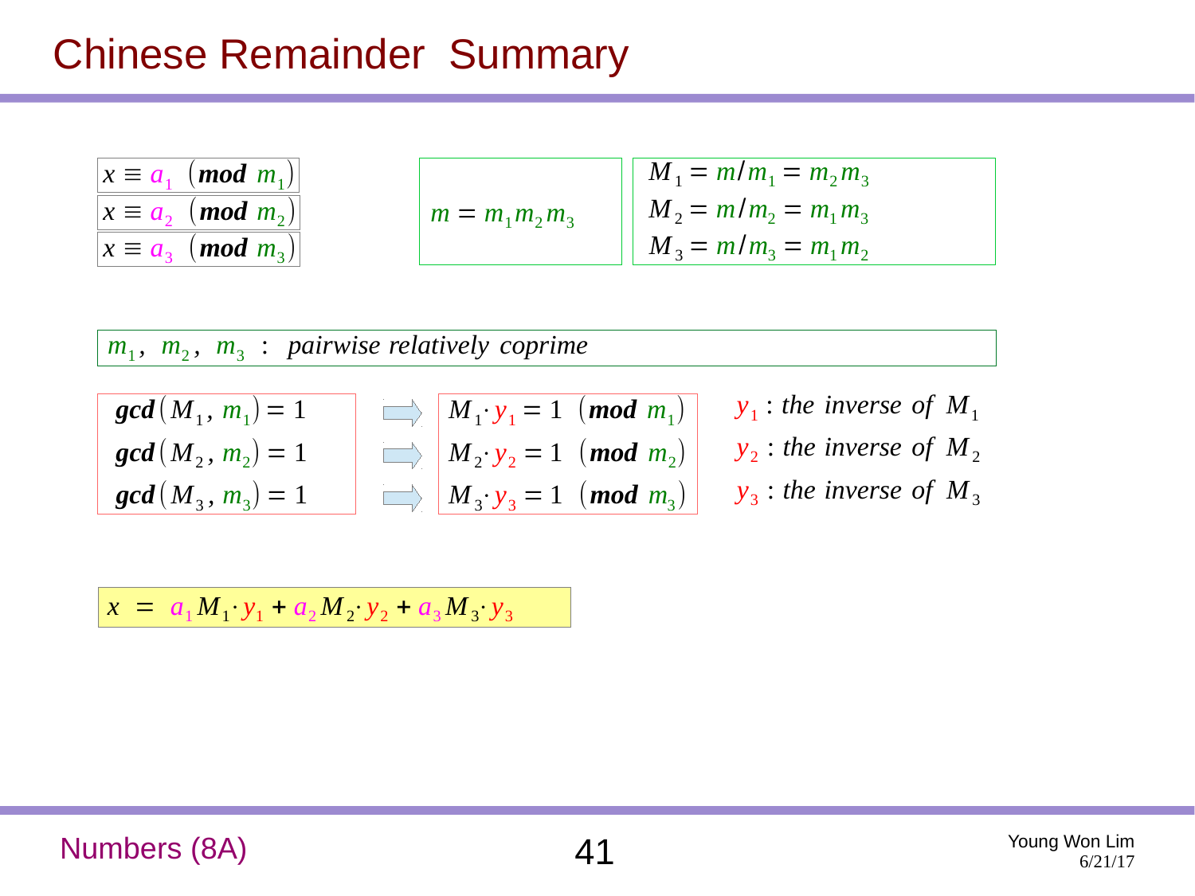# Chinese Remainder Summary

$$x \equiv a_1 \pmod{m_1}$$
$$x \equiv a_2 \pmod{m_2}$$
$$x \equiv a_3 \pmod{m_3}$$

$$m = m_1 m_2 m_3$$

$$M_1 = m/m_1 = m_2 m_3$$
$$M_2 = m/m_2 = m_1 m_3$$
$$M_3 = m/m_3 = m_1 m_2$$

$m_1,\ m_2,\ m_3$ : *pairwise relatively coprime*

$\gcd(M_1, m_1) = 1 \Rightarrow M_1 \cdot y_1 = 1 \pmod{m_1}$ — $y_1$ : the inverse of $M_1$

$\gcd(M_2, m_2) = 1 \Rightarrow M_2 \cdot y_2 = 1 \pmod{m_2}$ — $y_2$ : the inverse of $M_2$

$\gcd(M_3, m_3) = 1 \Rightarrow M_3 \cdot y_3 = 1 \pmod{m_3}$ — $y_3$ : the inverse of $M_3$

$$x = a_1 M_1 \cdot y_1 + a_2 M_2 \cdot y_2 + a_3 M_3 \cdot y_3$$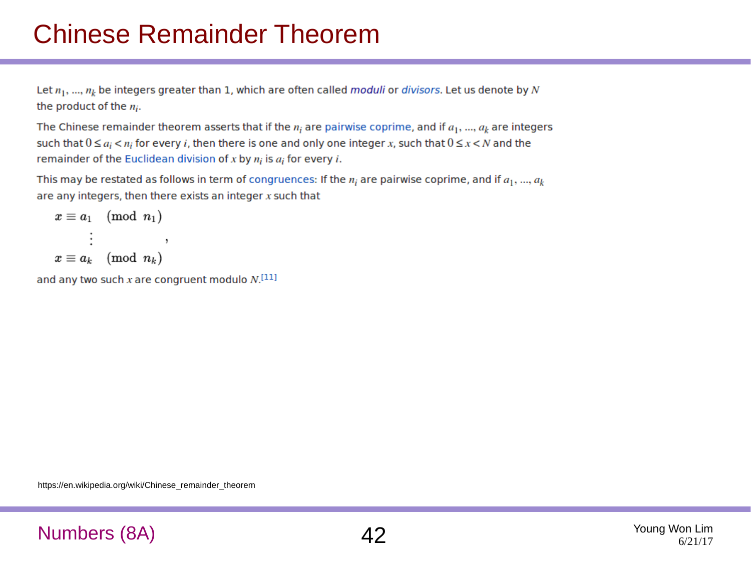# Chinese Remainder Theorem

Let $n_1, ..., n_k$ be integers greater than 1, which are often called *moduli* or *divisors*. Let us denote by $N$ the product of the $n_i$.

The Chinese remainder theorem asserts that if the $n_i$ are pairwise coprime, and if $a_1, ..., a_k$ are integers such that $0 \le a_i < n_i$ for every $i$, then there is one and only one integer $x$, such that $0 \le x < N$ and the remainder of the Euclidean division of $x$ by $n_i$ is $a_i$ for every $i$.

This may be restated as follows in term of congruences: If the $n_i$ are pairwise coprime, and if $a_1, ..., a_k$ are any integers, then there exists an integer $x$ such that

$$\begin{aligned} x &\equiv a_1 \pmod{n_1} \\ &\vdots \\ x &\equiv a_k \pmod{n_k} \end{aligned},$$

and any two such $x$ are congruent modulo $N$.[11]

https://en.wikipedia.org/wiki/Chinese_remainder_theorem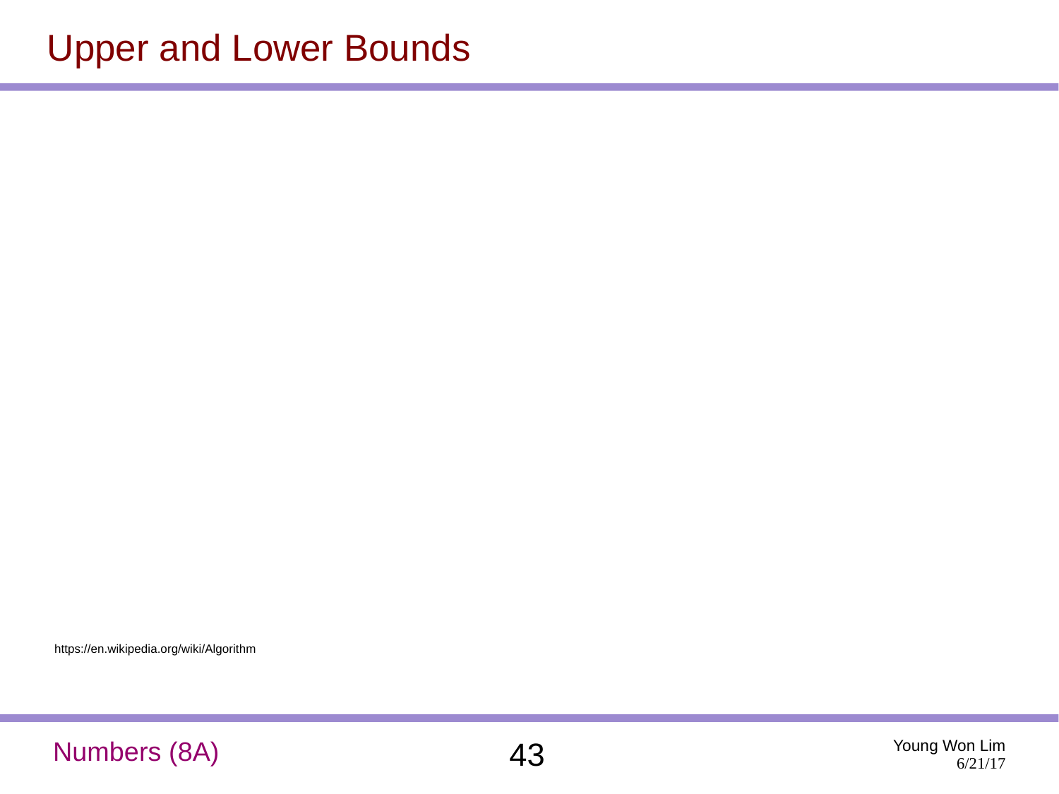# Upper and Lower Bounds

https://en.wikipedia.org/wiki/Algorithm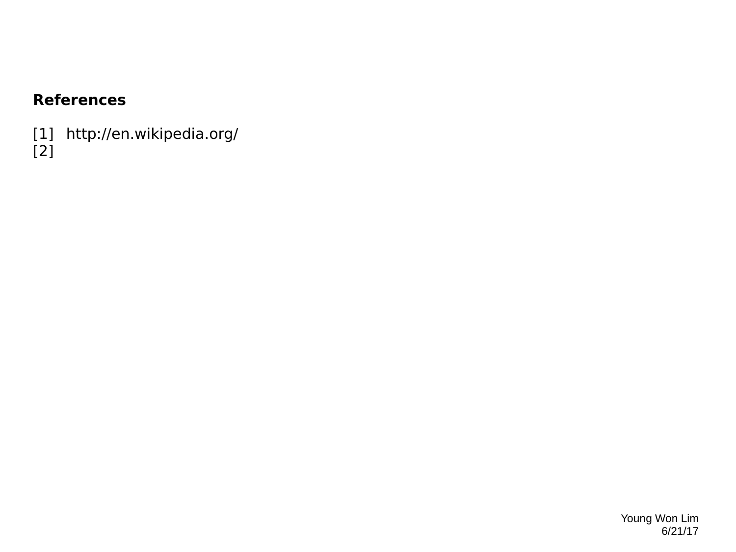**References**

[1] http://en.wikipedia.org/
[2]